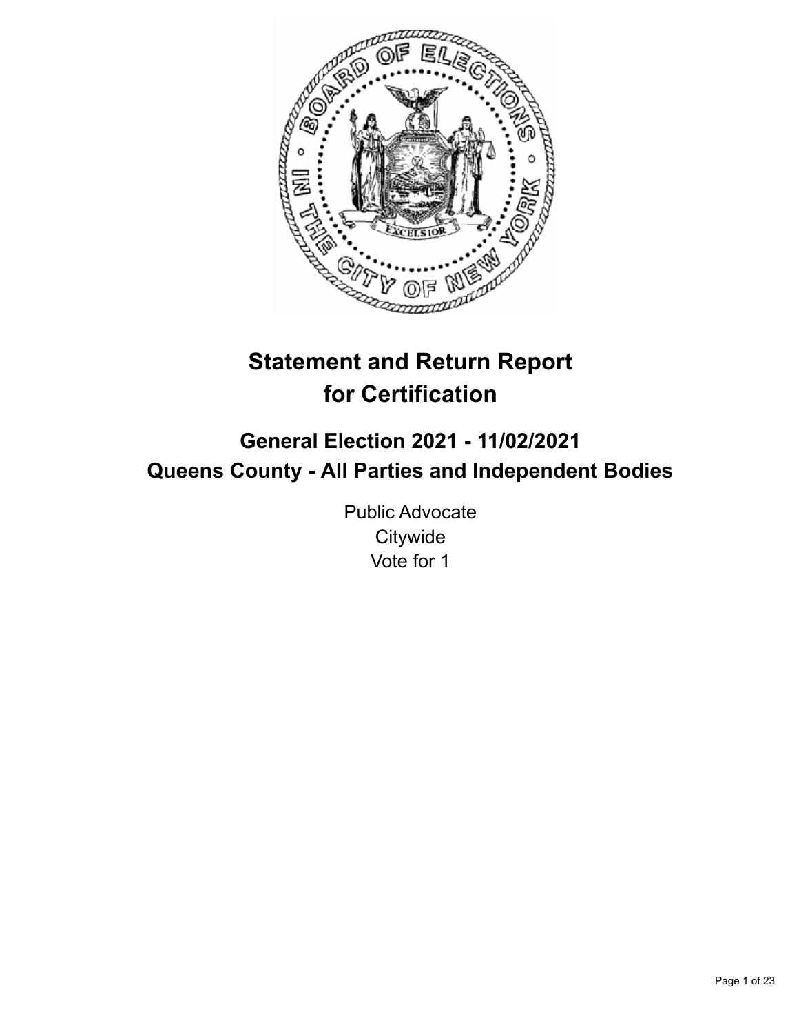# Statement and Return Report for Certification

## General Election 2021 - 11/02/2021
## Queens County - All Parties and Independent Bodies

Public Advocate
Citywide
Vote for 1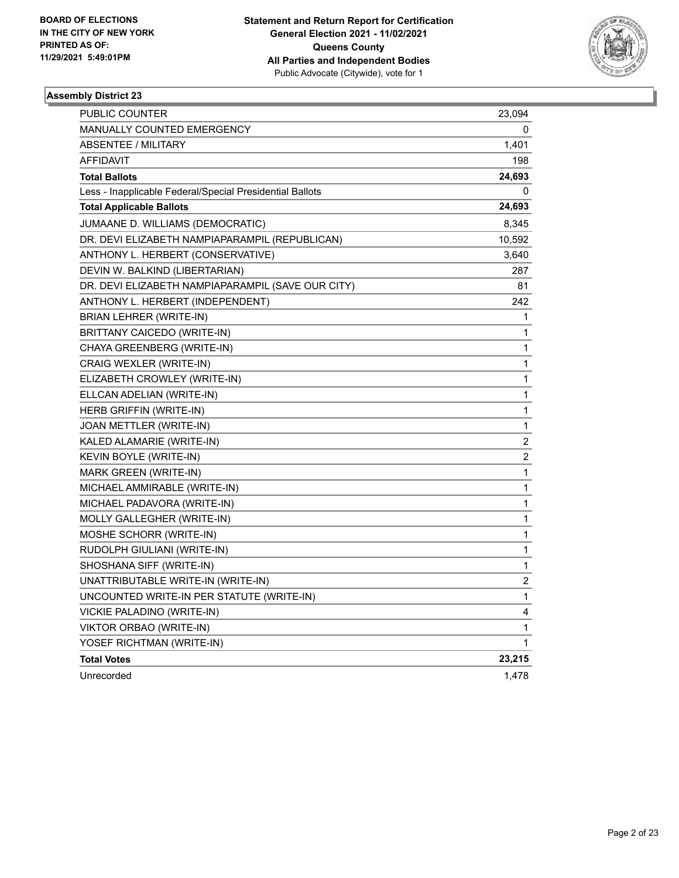**BOARD OF ELECTIONS**
**IN THE CITY OF NEW YORK**
**PRINTED AS OF:**
**11/29/2021 5:49:01PM**

**Statement and Return Report for Certification**
**General Election 2021 - 11/02/2021**
**Queens County**
**All Parties and Independent Bodies**
Public Advocate (Citywide), vote for 1

### Assembly District 23

| | |
|---|---|
| PUBLIC COUNTER | 23,094 |
| MANUALLY COUNTED EMERGENCY | 0 |
| ABSENTEE / MILITARY | 1,401 |
| AFFIDAVIT | 198 |
| **Total Ballots** | **24,693** |
| Less - Inapplicable Federal/Special Presidential Ballots | 0 |
| **Total Applicable Ballots** | **24,693** |
| JUMAANE D. WILLIAMS (DEMOCRATIC) | 8,345 |
| DR. DEVI ELIZABETH NAMPIAPARAMPIL (REPUBLICAN) | 10,592 |
| ANTHONY L. HERBERT (CONSERVATIVE) | 3,640 |
| DEVIN W. BALKIND (LIBERTARIAN) | 287 |
| DR. DEVI ELIZABETH NAMPIAPARAMPIL (SAVE OUR CITY) | 81 |
| ANTHONY L. HERBERT (INDEPENDENT) | 242 |
| BRIAN LEHRER (WRITE-IN) | 1 |
| BRITTANY CAICEDO (WRITE-IN) | 1 |
| CHAYA GREENBERG (WRITE-IN) | 1 |
| CRAIG WEXLER (WRITE-IN) | 1 |
| ELIZABETH CROWLEY (WRITE-IN) | 1 |
| ELLCAN ADELIAN (WRITE-IN) | 1 |
| HERB GRIFFIN (WRITE-IN) | 1 |
| JOAN METTLER (WRITE-IN) | 1 |
| KALED ALAMARIE (WRITE-IN) | 2 |
| KEVIN BOYLE (WRITE-IN) | 2 |
| MARK GREEN (WRITE-IN) | 1 |
| MICHAEL AMMIRABLE (WRITE-IN) | 1 |
| MICHAEL PADAVORA (WRITE-IN) | 1 |
| MOLLY GALLEGHER (WRITE-IN) | 1 |
| MOSHE SCHORR (WRITE-IN) | 1 |
| RUDOLPH GIULIANI (WRITE-IN) | 1 |
| SHOSHANA SIFF (WRITE-IN) | 1 |
| UNATTRIBUTABLE WRITE-IN (WRITE-IN) | 2 |
| UNCOUNTED WRITE-IN PER STATUTE (WRITE-IN) | 1 |
| VICKIE PALADINO (WRITE-IN) | 4 |
| VIKTOR ORBAO (WRITE-IN) | 1 |
| YOSEF RICHTMAN (WRITE-IN) | 1 |
| **Total Votes** | **23,215** |
| Unrecorded | 1,478 |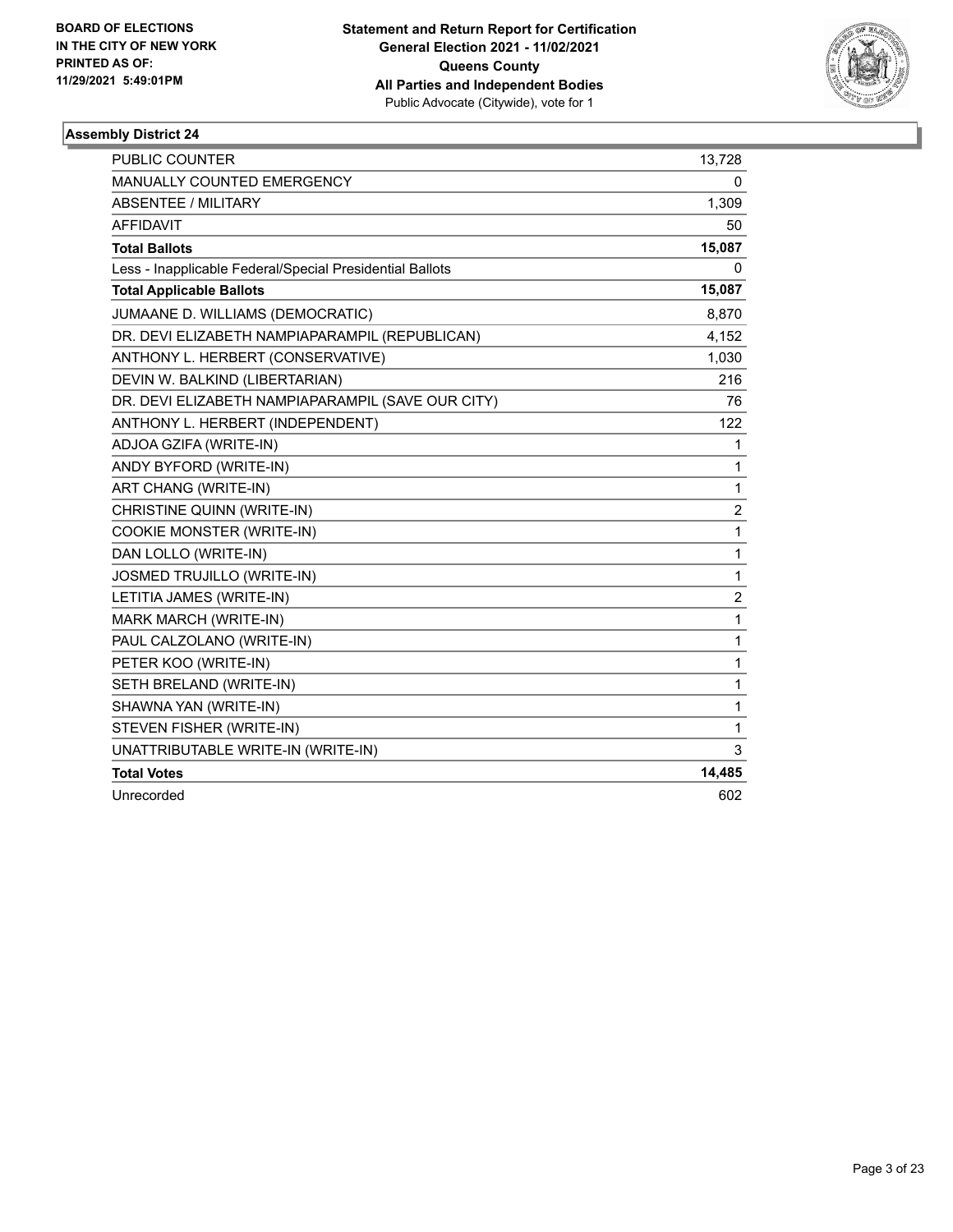**BOARD OF ELECTIONS**
**IN THE CITY OF NEW YORK**
**PRINTED AS OF:**
**11/29/2021 5:49:01PM**

**Statement and Return Report for Certification**
**General Election 2021 - 11/02/2021**
**Queens County**
**All Parties and Independent Bodies**
Public Advocate (Citywide), vote for 1

### Assembly District 24

| | |
|---|---|
| PUBLIC COUNTER | 13,728 |
| MANUALLY COUNTED EMERGENCY | 0 |
| ABSENTEE / MILITARY | 1,309 |
| AFFIDAVIT | 50 |
| **Total Ballots** | **15,087** |
| Less - Inapplicable Federal/Special Presidential Ballots | 0 |
| **Total Applicable Ballots** | **15,087** |
| JUMAANE D. WILLIAMS (DEMOCRATIC) | 8,870 |
| DR. DEVI ELIZABETH NAMPIAPARAMPIL (REPUBLICAN) | 4,152 |
| ANTHONY L. HERBERT (CONSERVATIVE) | 1,030 |
| DEVIN W. BALKIND (LIBERTARIAN) | 216 |
| DR. DEVI ELIZABETH NAMPIAPARAMPIL (SAVE OUR CITY) | 76 |
| ANTHONY L. HERBERT (INDEPENDENT) | 122 |
| ADJOA GZIFA (WRITE-IN) | 1 |
| ANDY BYFORD (WRITE-IN) | 1 |
| ART CHANG (WRITE-IN) | 1 |
| CHRISTINE QUINN (WRITE-IN) | 2 |
| COOKIE MONSTER (WRITE-IN) | 1 |
| DAN LOLLO (WRITE-IN) | 1 |
| JOSMED TRUJILLO (WRITE-IN) | 1 |
| LETITIA JAMES (WRITE-IN) | 2 |
| MARK MARCH (WRITE-IN) | 1 |
| PAUL CALZOLANO (WRITE-IN) | 1 |
| PETER KOO (WRITE-IN) | 1 |
| SETH BRELAND (WRITE-IN) | 1 |
| SHAWNA YAN (WRITE-IN) | 1 |
| STEVEN FISHER (WRITE-IN) | 1 |
| UNATTRIBUTABLE WRITE-IN (WRITE-IN) | 3 |
| **Total Votes** | **14,485** |
| Unrecorded | 602 |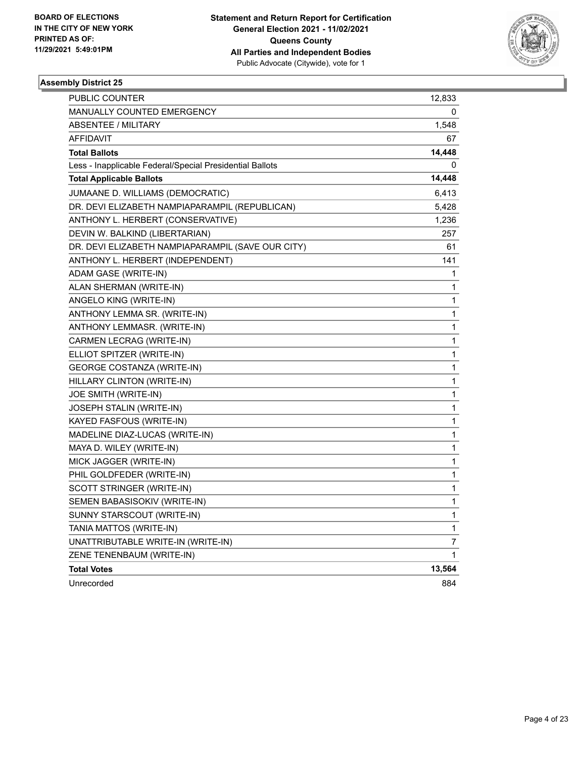BOARD OF ELECTIONS
IN THE CITY OF NEW YORK
PRINTED AS OF:
11/29/2021 5:49:01PM

**Statement and Return Report for Certification**
**General Election 2021 - 11/02/2021**
**Queens County**
**All Parties and Independent Bodies**
Public Advocate (Citywide), vote for 1

### Assembly District 25

| | |
|---|---|
| PUBLIC COUNTER | 12,833 |
| MANUALLY COUNTED EMERGENCY | 0 |
| ABSENTEE / MILITARY | 1,548 |
| AFFIDAVIT | 67 |
| **Total Ballots** | **14,448** |
| Less - Inapplicable Federal/Special Presidential Ballots | 0 |
| **Total Applicable Ballots** | **14,448** |
| JUMAANE D. WILLIAMS (DEMOCRATIC) | 6,413 |
| DR. DEVI ELIZABETH NAMPIAPARAMPIL (REPUBLICAN) | 5,428 |
| ANTHONY L. HERBERT (CONSERVATIVE) | 1,236 |
| DEVIN W. BALKIND (LIBERTARIAN) | 257 |
| DR. DEVI ELIZABETH NAMPIAPARAMPIL (SAVE OUR CITY) | 61 |
| ANTHONY L. HERBERT (INDEPENDENT) | 141 |
| ADAM GASE (WRITE-IN) | 1 |
| ALAN SHERMAN (WRITE-IN) | 1 |
| ANGELO KING (WRITE-IN) | 1 |
| ANTHONY LEMMA SR. (WRITE-IN) | 1 |
| ANTHONY LEMMASR. (WRITE-IN) | 1 |
| CARMEN LECRAG (WRITE-IN) | 1 |
| ELLIOT SPITZER (WRITE-IN) | 1 |
| GEORGE COSTANZA (WRITE-IN) | 1 |
| HILLARY CLINTON (WRITE-IN) | 1 |
| JOE SMITH (WRITE-IN) | 1 |
| JOSEPH STALIN (WRITE-IN) | 1 |
| KAYED FASFOUS (WRITE-IN) | 1 |
| MADELINE DIAZ-LUCAS (WRITE-IN) | 1 |
| MAYA D. WILEY (WRITE-IN) | 1 |
| MICK JAGGER (WRITE-IN) | 1 |
| PHIL GOLDFEDER (WRITE-IN) | 1 |
| SCOTT STRINGER (WRITE-IN) | 1 |
| SEMEN BABASISOKIV (WRITE-IN) | 1 |
| SUNNY STARSCOUT (WRITE-IN) | 1 |
| TANIA MATTOS (WRITE-IN) | 1 |
| UNATTRIBUTABLE WRITE-IN (WRITE-IN) | 7 |
| ZENE TENENBAUM (WRITE-IN) | 1 |
| **Total Votes** | **13,564** |
| Unrecorded | 884 |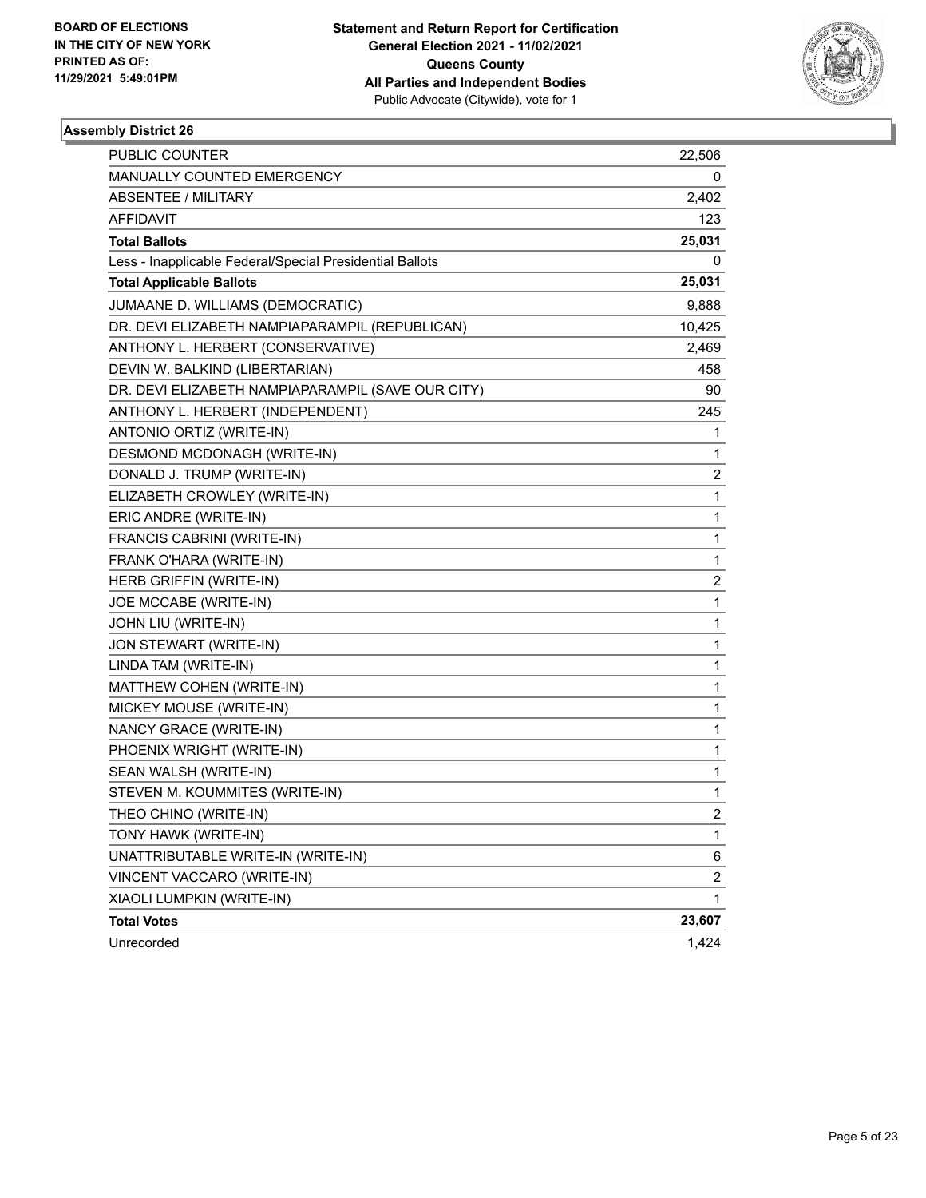BOARD OF ELECTIONS
IN THE CITY OF NEW YORK
PRINTED AS OF:
11/29/2021 5:49:01PM

**Statement and Return Report for Certification**
**General Election 2021 - 11/02/2021**
**Queens County**
**All Parties and Independent Bodies**
Public Advocate (Citywide), vote for 1

### Assembly District 26

| | |
|---|---|
| PUBLIC COUNTER | 22,506 |
| MANUALLY COUNTED EMERGENCY | 0 |
| ABSENTEE / MILITARY | 2,402 |
| AFFIDAVIT | 123 |
| **Total Ballots** | **25,031** |
| Less - Inapplicable Federal/Special Presidential Ballots | 0 |
| **Total Applicable Ballots** | **25,031** |
| JUMAANE D. WILLIAMS (DEMOCRATIC) | 9,888 |
| DR. DEVI ELIZABETH NAMPIAPARAMPIL (REPUBLICAN) | 10,425 |
| ANTHONY L. HERBERT (CONSERVATIVE) | 2,469 |
| DEVIN W. BALKIND (LIBERTARIAN) | 458 |
| DR. DEVI ELIZABETH NAMPIAPARAMPIL (SAVE OUR CITY) | 90 |
| ANTHONY L. HERBERT (INDEPENDENT) | 245 |
| ANTONIO ORTIZ (WRITE-IN) | 1 |
| DESMOND MCDONAGH (WRITE-IN) | 1 |
| DONALD J. TRUMP (WRITE-IN) | 2 |
| ELIZABETH CROWLEY (WRITE-IN) | 1 |
| ERIC ANDRE (WRITE-IN) | 1 |
| FRANCIS CABRINI (WRITE-IN) | 1 |
| FRANK O'HARA (WRITE-IN) | 1 |
| HERB GRIFFIN (WRITE-IN) | 2 |
| JOE MCCABE (WRITE-IN) | 1 |
| JOHN LIU (WRITE-IN) | 1 |
| JON STEWART (WRITE-IN) | 1 |
| LINDA TAM (WRITE-IN) | 1 |
| MATTHEW COHEN (WRITE-IN) | 1 |
| MICKEY MOUSE (WRITE-IN) | 1 |
| NANCY GRACE (WRITE-IN) | 1 |
| PHOENIX WRIGHT (WRITE-IN) | 1 |
| SEAN WALSH (WRITE-IN) | 1 |
| STEVEN M. KOUMMITES (WRITE-IN) | 1 |
| THEO CHINO (WRITE-IN) | 2 |
| TONY HAWK (WRITE-IN) | 1 |
| UNATTRIBUTABLE WRITE-IN (WRITE-IN) | 6 |
| VINCENT VACCARO (WRITE-IN) | 2 |
| XIAOLI LUMPKIN (WRITE-IN) | 1 |
| **Total Votes** | **23,607** |
| Unrecorded | 1,424 |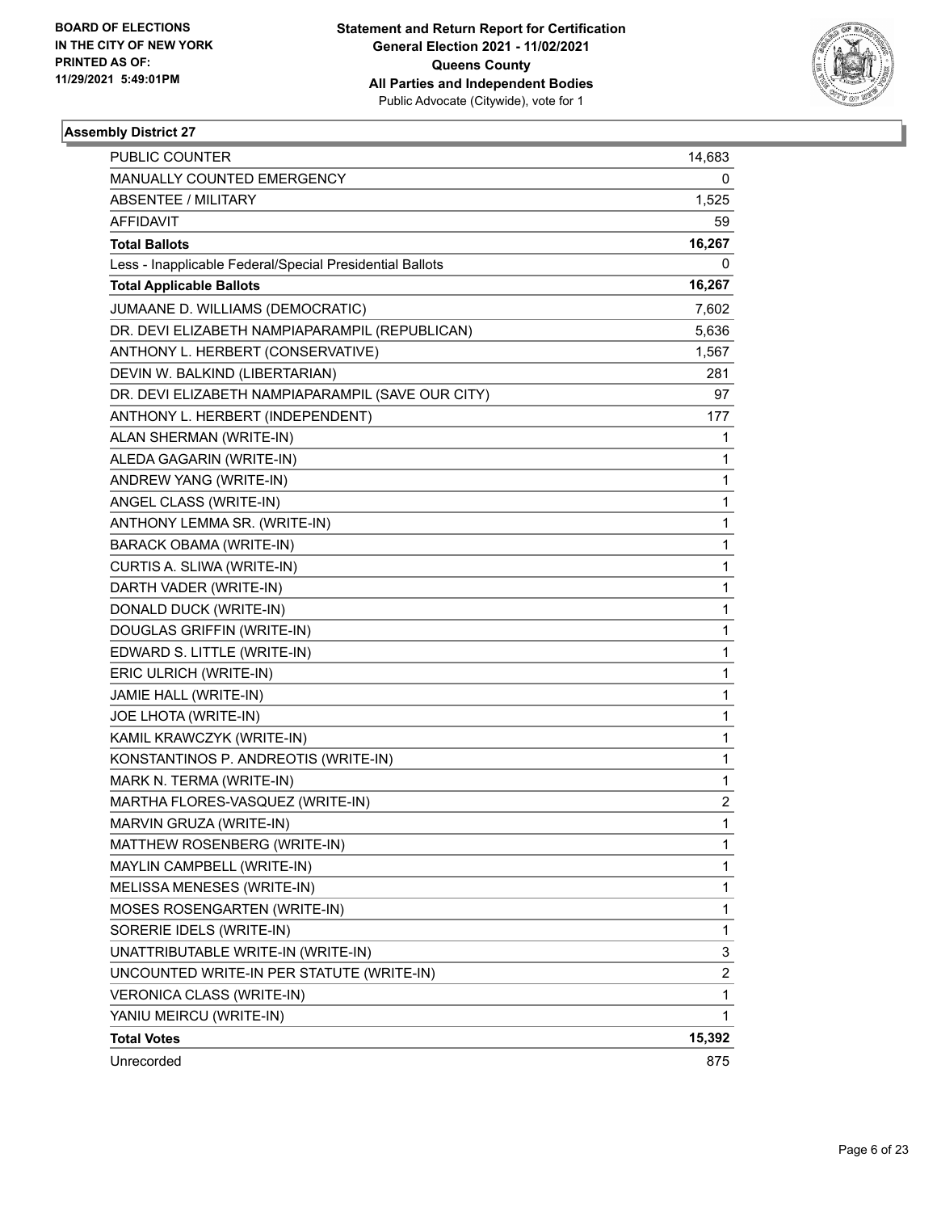**BOARD OF ELECTIONS IN THE CITY OF NEW YORK PRINTED AS OF: 11/29/2021 5:49:01PM**

**Statement and Return Report for Certification General Election 2021 - 11/02/2021 Queens County All Parties and Independent Bodies**
Public Advocate (Citywide), vote for 1

### Assembly District 27

| | |
|---|---|
| PUBLIC COUNTER | 14,683 |
| MANUALLY COUNTED EMERGENCY | 0 |
| ABSENTEE / MILITARY | 1,525 |
| AFFIDAVIT | 59 |
| **Total Ballots** | **16,267** |
| Less - Inapplicable Federal/Special Presidential Ballots | 0 |
| **Total Applicable Ballots** | **16,267** |
| JUMAANE D. WILLIAMS (DEMOCRATIC) | 7,602 |
| DR. DEVI ELIZABETH NAMPIAPARAMPIL (REPUBLICAN) | 5,636 |
| ANTHONY L. HERBERT (CONSERVATIVE) | 1,567 |
| DEVIN W. BALKIND (LIBERTARIAN) | 281 |
| DR. DEVI ELIZABETH NAMPIAPARAMPIL (SAVE OUR CITY) | 97 |
| ANTHONY L. HERBERT (INDEPENDENT) | 177 |
| ALAN SHERMAN (WRITE-IN) | 1 |
| ALEDA GAGARIN (WRITE-IN) | 1 |
| ANDREW YANG (WRITE-IN) | 1 |
| ANGEL CLASS (WRITE-IN) | 1 |
| ANTHONY LEMMA SR. (WRITE-IN) | 1 |
| BARACK OBAMA (WRITE-IN) | 1 |
| CURTIS A. SLIWA (WRITE-IN) | 1 |
| DARTH VADER (WRITE-IN) | 1 |
| DONALD DUCK (WRITE-IN) | 1 |
| DOUGLAS GRIFFIN (WRITE-IN) | 1 |
| EDWARD S. LITTLE (WRITE-IN) | 1 |
| ERIC ULRICH (WRITE-IN) | 1 |
| JAMIE HALL (WRITE-IN) | 1 |
| JOE LHOTA (WRITE-IN) | 1 |
| KAMIL KRAWCZYK (WRITE-IN) | 1 |
| KONSTANTINOS P. ANDREOTIS (WRITE-IN) | 1 |
| MARK N. TERMA (WRITE-IN) | 1 |
| MARTHA FLORES-VASQUEZ (WRITE-IN) | 2 |
| MARVIN GRUZA (WRITE-IN) | 1 |
| MATTHEW ROSENBERG (WRITE-IN) | 1 |
| MAYLIN CAMPBELL (WRITE-IN) | 1 |
| MELISSA MENESES (WRITE-IN) | 1 |
| MOSES ROSENGARTEN (WRITE-IN) | 1 |
| SORERIE IDELS (WRITE-IN) | 1 |
| UNATTRIBUTABLE WRITE-IN (WRITE-IN) | 3 |
| UNCOUNTED WRITE-IN PER STATUTE (WRITE-IN) | 2 |
| VERONICA CLASS (WRITE-IN) | 1 |
| YANIU MEIRCU (WRITE-IN) | 1 |
| **Total Votes** | **15,392** |
| Unrecorded | 875 |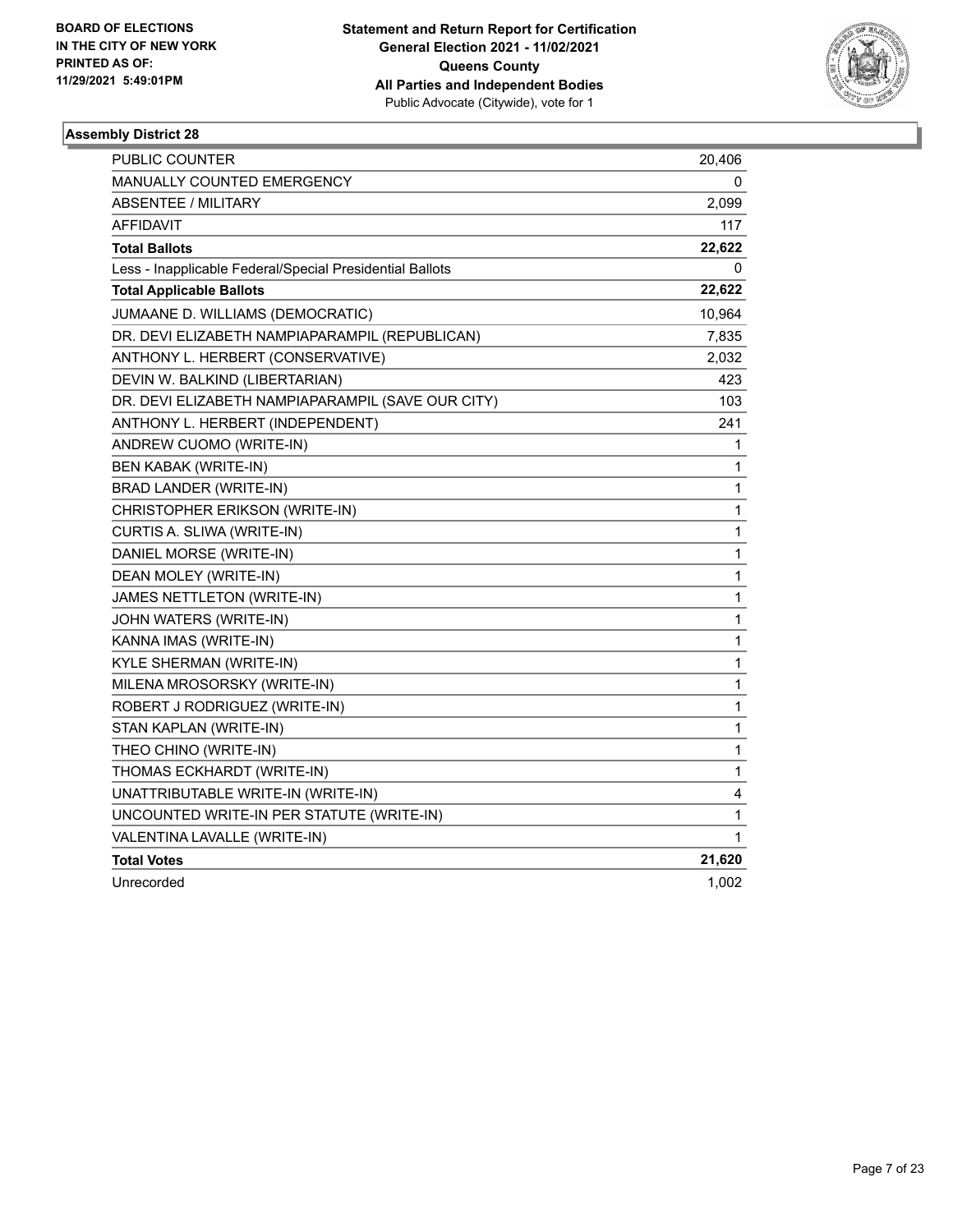**BOARD OF ELECTIONS IN THE CITY OF NEW YORK PRINTED AS OF: 11/29/2021 5:49:01PM**

**Statement and Return Report for Certification General Election 2021 - 11/02/2021 Queens County All Parties and Independent Bodies**
Public Advocate (Citywide), vote for 1

## Assembly District 28

| | |
|---|---|
| PUBLIC COUNTER | 20,406 |
| MANUALLY COUNTED EMERGENCY | 0 |
| ABSENTEE / MILITARY | 2,099 |
| AFFIDAVIT | 117 |
| **Total Ballots** | **22,622** |
| Less - Inapplicable Federal/Special Presidential Ballots | 0 |
| **Total Applicable Ballots** | **22,622** |
| JUMAANE D. WILLIAMS (DEMOCRATIC) | 10,964 |
| DR. DEVI ELIZABETH NAMPIAPARAMPIL (REPUBLICAN) | 7,835 |
| ANTHONY L. HERBERT (CONSERVATIVE) | 2,032 |
| DEVIN W. BALKIND (LIBERTARIAN) | 423 |
| DR. DEVI ELIZABETH NAMPIAPARAMPIL (SAVE OUR CITY) | 103 |
| ANTHONY L. HERBERT (INDEPENDENT) | 241 |
| ANDREW CUOMO (WRITE-IN) | 1 |
| BEN KABAK (WRITE-IN) | 1 |
| BRAD LANDER (WRITE-IN) | 1 |
| CHRISTOPHER ERIKSON (WRITE-IN) | 1 |
| CURTIS A. SLIWA (WRITE-IN) | 1 |
| DANIEL MORSE (WRITE-IN) | 1 |
| DEAN MOLEY (WRITE-IN) | 1 |
| JAMES NETTLETON (WRITE-IN) | 1 |
| JOHN WATERS (WRITE-IN) | 1 |
| KANNA IMAS (WRITE-IN) | 1 |
| KYLE SHERMAN (WRITE-IN) | 1 |
| MILENA MROSORSKY (WRITE-IN) | 1 |
| ROBERT J RODRIGUEZ (WRITE-IN) | 1 |
| STAN KAPLAN (WRITE-IN) | 1 |
| THEO CHINO (WRITE-IN) | 1 |
| THOMAS ECKHARDT (WRITE-IN) | 1 |
| UNATTRIBUTABLE WRITE-IN (WRITE-IN) | 4 |
| UNCOUNTED WRITE-IN PER STATUTE (WRITE-IN) | 1 |
| VALENTINA LAVALLE (WRITE-IN) | 1 |
| **Total Votes** | **21,620** |
| Unrecorded | 1,002 |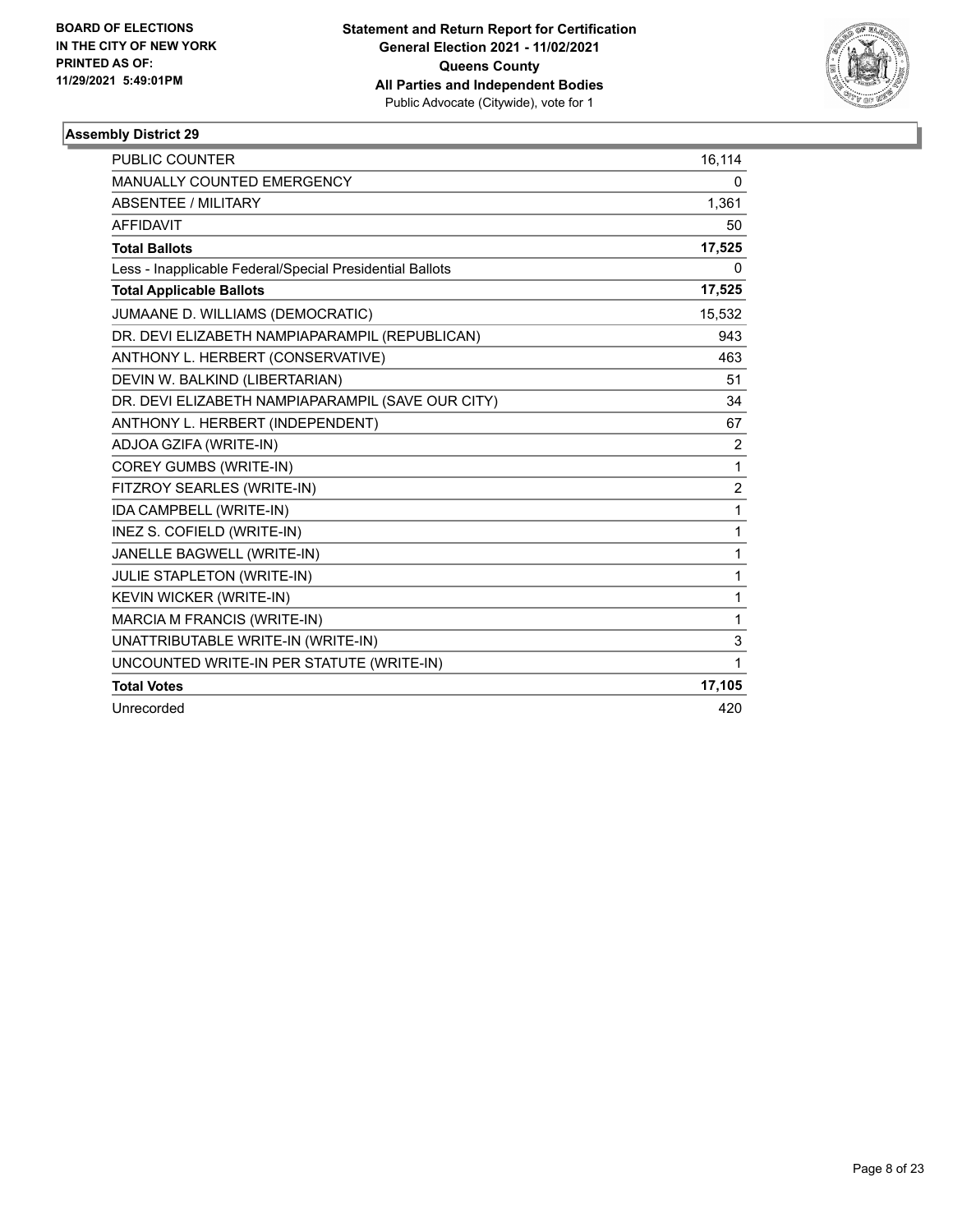BOARD OF ELECTIONS
IN THE CITY OF NEW YORK
PRINTED AS OF:
11/29/2021 5:49:01PM

**Statement and Return Report for Certification**
**General Election 2021 - 11/02/2021**
**Queens County**
**All Parties and Independent Bodies**
Public Advocate (Citywide), vote for 1

### Assembly District 29

| | |
|---|---|
| PUBLIC COUNTER | 16,114 |
| MANUALLY COUNTED EMERGENCY | 0 |
| ABSENTEE / MILITARY | 1,361 |
| AFFIDAVIT | 50 |
| **Total Ballots** | **17,525** |
| Less - Inapplicable Federal/Special Presidential Ballots | 0 |
| **Total Applicable Ballots** | **17,525** |
| JUMAANE D. WILLIAMS (DEMOCRATIC) | 15,532 |
| DR. DEVI ELIZABETH NAMPIAPARAMPIL (REPUBLICAN) | 943 |
| ANTHONY L. HERBERT (CONSERVATIVE) | 463 |
| DEVIN W. BALKIND (LIBERTARIAN) | 51 |
| DR. DEVI ELIZABETH NAMPIAPARAMPIL (SAVE OUR CITY) | 34 |
| ANTHONY L. HERBERT (INDEPENDENT) | 67 |
| ADJOA GZIFA (WRITE-IN) | 2 |
| COREY GUMBS (WRITE-IN) | 1 |
| FITZROY SEARLES (WRITE-IN) | 2 |
| IDA CAMPBELL (WRITE-IN) | 1 |
| INEZ S. COFIELD (WRITE-IN) | 1 |
| JANELLE BAGWELL (WRITE-IN) | 1 |
| JULIE STAPLETON (WRITE-IN) | 1 |
| KEVIN WICKER (WRITE-IN) | 1 |
| MARCIA M FRANCIS (WRITE-IN) | 1 |
| UNATTRIBUTABLE WRITE-IN (WRITE-IN) | 3 |
| UNCOUNTED WRITE-IN PER STATUTE (WRITE-IN) | 1 |
| **Total Votes** | **17,105** |
| Unrecorded | 420 |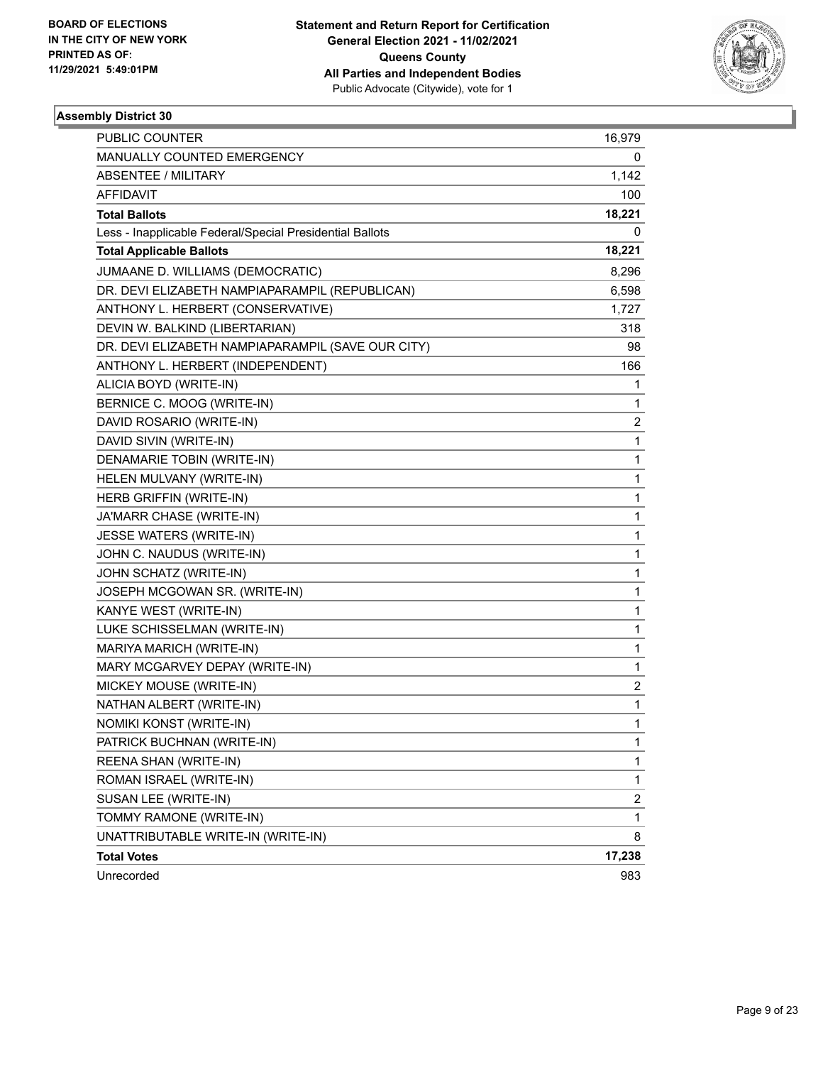**BOARD OF ELECTIONS IN THE CITY OF NEW YORK PRINTED AS OF: 11/29/2021 5:49:01PM**

**Statement and Return Report for Certification General Election 2021 - 11/02/2021 Queens County All Parties and Independent Bodies**
Public Advocate (Citywide), vote for 1

## Assembly District 30

| | |
|---|---|
| PUBLIC COUNTER | 16,979 |
| MANUALLY COUNTED EMERGENCY | 0 |
| ABSENTEE / MILITARY | 1,142 |
| AFFIDAVIT | 100 |
| **Total Ballots** | **18,221** |
| Less - Inapplicable Federal/Special Presidential Ballots | 0 |
| **Total Applicable Ballots** | **18,221** |
| JUMAANE D. WILLIAMS (DEMOCRATIC) | 8,296 |
| DR. DEVI ELIZABETH NAMPIAPARAMPIL (REPUBLICAN) | 6,598 |
| ANTHONY L. HERBERT (CONSERVATIVE) | 1,727 |
| DEVIN W. BALKIND (LIBERTARIAN) | 318 |
| DR. DEVI ELIZABETH NAMPIAPARAMPIL (SAVE OUR CITY) | 98 |
| ANTHONY L. HERBERT (INDEPENDENT) | 166 |
| ALICIA BOYD (WRITE-IN) | 1 |
| BERNICE C. MOOG (WRITE-IN) | 1 |
| DAVID ROSARIO (WRITE-IN) | 2 |
| DAVID SIVIN (WRITE-IN) | 1 |
| DENAMARIE TOBIN (WRITE-IN) | 1 |
| HELEN MULVANY (WRITE-IN) | 1 |
| HERB GRIFFIN (WRITE-IN) | 1 |
| JA'MARR CHASE (WRITE-IN) | 1 |
| JESSE WATERS (WRITE-IN) | 1 |
| JOHN C. NAUDUS (WRITE-IN) | 1 |
| JOHN SCHATZ (WRITE-IN) | 1 |
| JOSEPH MCGOWAN SR. (WRITE-IN) | 1 |
| KANYE WEST (WRITE-IN) | 1 |
| LUKE SCHISSELMAN (WRITE-IN) | 1 |
| MARIYA MARICH (WRITE-IN) | 1 |
| MARY MCGARVEY DEPAY (WRITE-IN) | 1 |
| MICKEY MOUSE (WRITE-IN) | 2 |
| NATHAN ALBERT (WRITE-IN) | 1 |
| NOMIKI KONST (WRITE-IN) | 1 |
| PATRICK BUCHNAN (WRITE-IN) | 1 |
| REENA SHAN (WRITE-IN) | 1 |
| ROMAN ISRAEL (WRITE-IN) | 1 |
| SUSAN LEE (WRITE-IN) | 2 |
| TOMMY RAMONE (WRITE-IN) | 1 |
| UNATTRIBUTABLE WRITE-IN (WRITE-IN) | 8 |
| **Total Votes** | **17,238** |
| Unrecorded | 983 |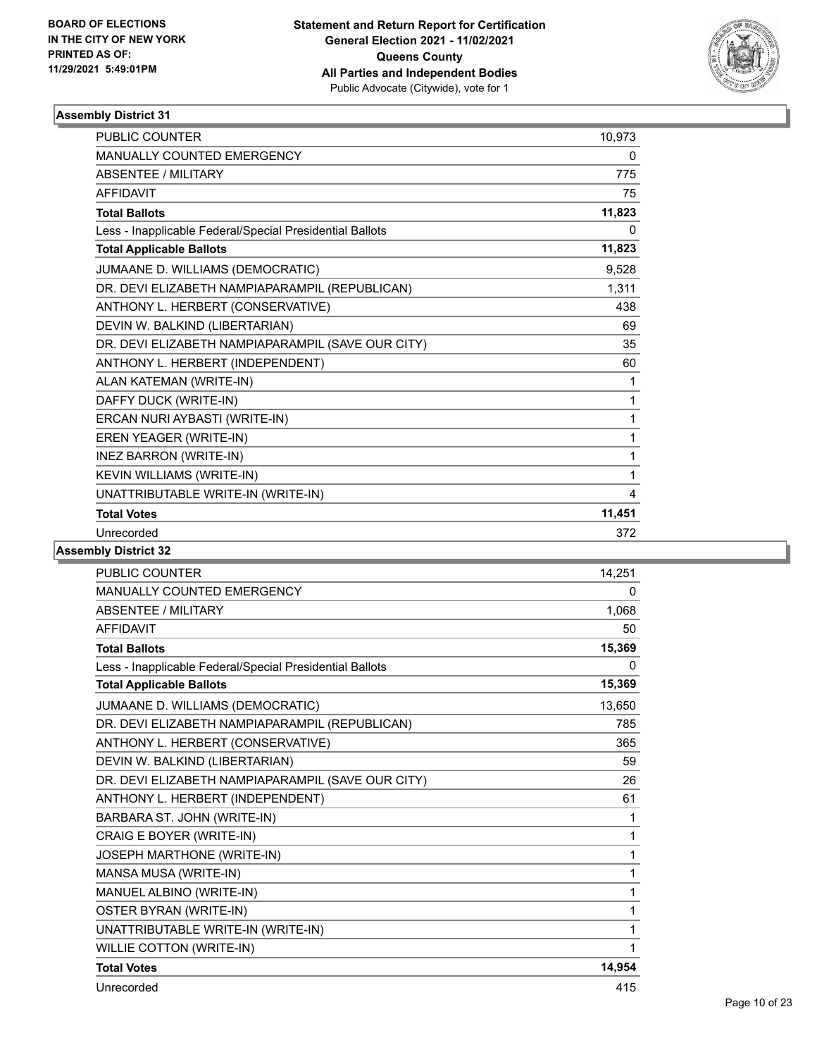BOARD OF ELECTIONS
IN THE CITY OF NEW YORK
PRINTED AS OF:
11/29/2021 5:49:01PM

**Statement and Return Report for Certification**
**General Election 2021 - 11/02/2021**
**Queens County**
**All Parties and Independent Bodies**
Public Advocate (Citywide), vote for 1

## Assembly District 31

| | |
|---|---|
| PUBLIC COUNTER | 10,973 |
| MANUALLY COUNTED EMERGENCY | 0 |
| ABSENTEE / MILITARY | 775 |
| AFFIDAVIT | 75 |
| **Total Ballots** | **11,823** |
| Less - Inapplicable Federal/Special Presidential Ballots | 0 |
| **Total Applicable Ballots** | **11,823** |
| JUMAANE D. WILLIAMS (DEMOCRATIC) | 9,528 |
| DR. DEVI ELIZABETH NAMPIAPARAMPIL (REPUBLICAN) | 1,311 |
| ANTHONY L. HERBERT (CONSERVATIVE) | 438 |
| DEVIN W. BALKIND (LIBERTARIAN) | 69 |
| DR. DEVI ELIZABETH NAMPIAPARAMPIL (SAVE OUR CITY) | 35 |
| ANTHONY L. HERBERT (INDEPENDENT) | 60 |
| ALAN KATEMAN (WRITE-IN) | 1 |
| DAFFY DUCK (WRITE-IN) | 1 |
| ERCAN NURI AYBASTI (WRITE-IN) | 1 |
| EREN YEAGER (WRITE-IN) | 1 |
| INEZ BARRON (WRITE-IN) | 1 |
| KEVIN WILLIAMS (WRITE-IN) | 1 |
| UNATTRIBUTABLE WRITE-IN (WRITE-IN) | 4 |
| **Total Votes** | **11,451** |
| Unrecorded | 372 |

## Assembly District 32

| | |
|---|---|
| PUBLIC COUNTER | 14,251 |
| MANUALLY COUNTED EMERGENCY | 0 |
| ABSENTEE / MILITARY | 1,068 |
| AFFIDAVIT | 50 |
| **Total Ballots** | **15,369** |
| Less - Inapplicable Federal/Special Presidential Ballots | 0 |
| **Total Applicable Ballots** | **15,369** |
| JUMAANE D. WILLIAMS (DEMOCRATIC) | 13,650 |
| DR. DEVI ELIZABETH NAMPIAPARAMPIL (REPUBLICAN) | 785 |
| ANTHONY L. HERBERT (CONSERVATIVE) | 365 |
| DEVIN W. BALKIND (LIBERTARIAN) | 59 |
| DR. DEVI ELIZABETH NAMPIAPARAMPIL (SAVE OUR CITY) | 26 |
| ANTHONY L. HERBERT (INDEPENDENT) | 61 |
| BARBARA ST. JOHN (WRITE-IN) | 1 |
| CRAIG E BOYER (WRITE-IN) | 1 |
| JOSEPH MARTHONE (WRITE-IN) | 1 |
| MANSA MUSA (WRITE-IN) | 1 |
| MANUEL ALBINO (WRITE-IN) | 1 |
| OSTER BYRAN (WRITE-IN) | 1 |
| UNATTRIBUTABLE WRITE-IN (WRITE-IN) | 1 |
| WILLIE COTTON (WRITE-IN) | 1 |
| **Total Votes** | **14,954** |
| Unrecorded | 415 |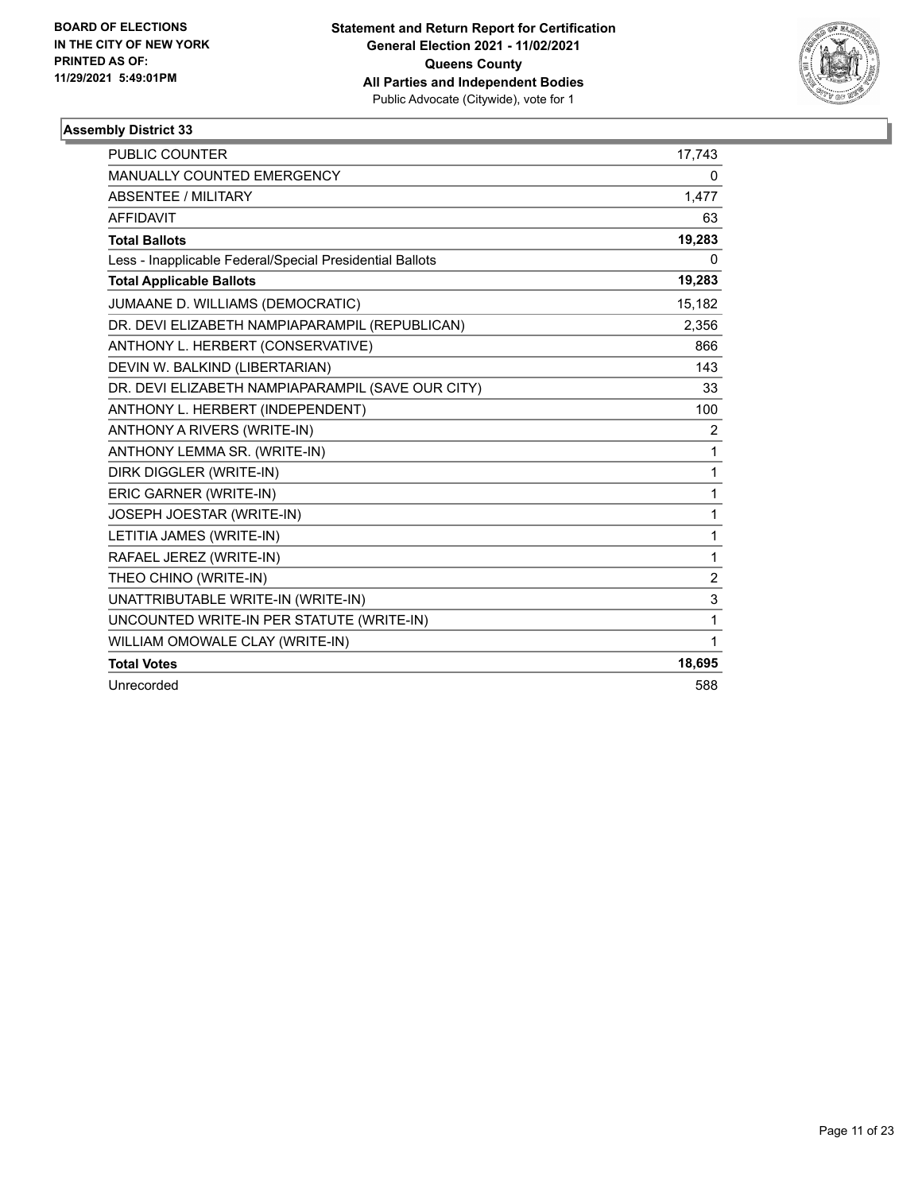**BOARD OF ELECTIONS IN THE CITY OF NEW YORK PRINTED AS OF: 11/29/2021 5:49:01PM**

**Statement and Return Report for Certification General Election 2021 - 11/02/2021 Queens County All Parties and Independent Bodies**
Public Advocate (Citywide), vote for 1

## Assembly District 33

| | |
|---|---|
| PUBLIC COUNTER | 17,743 |
| MANUALLY COUNTED EMERGENCY | 0 |
| ABSENTEE / MILITARY | 1,477 |
| AFFIDAVIT | 63 |
| **Total Ballots** | **19,283** |
| Less - Inapplicable Federal/Special Presidential Ballots | 0 |
| **Total Applicable Ballots** | **19,283** |
| JUMAANE D. WILLIAMS (DEMOCRATIC) | 15,182 |
| DR. DEVI ELIZABETH NAMPIAPARAMPIL (REPUBLICAN) | 2,356 |
| ANTHONY L. HERBERT (CONSERVATIVE) | 866 |
| DEVIN W. BALKIND (LIBERTARIAN) | 143 |
| DR. DEVI ELIZABETH NAMPIAPARAMPIL (SAVE OUR CITY) | 33 |
| ANTHONY L. HERBERT (INDEPENDENT) | 100 |
| ANTHONY A RIVERS (WRITE-IN) | 2 |
| ANTHONY LEMMA SR. (WRITE-IN) | 1 |
| DIRK DIGGLER (WRITE-IN) | 1 |
| ERIC GARNER (WRITE-IN) | 1 |
| JOSEPH JOESTAR (WRITE-IN) | 1 |
| LETITIA JAMES (WRITE-IN) | 1 |
| RAFAEL JEREZ (WRITE-IN) | 1 |
| THEO CHINO (WRITE-IN) | 2 |
| UNATTRIBUTABLE WRITE-IN (WRITE-IN) | 3 |
| UNCOUNTED WRITE-IN PER STATUTE (WRITE-IN) | 1 |
| WILLIAM OMOWALE CLAY (WRITE-IN) | 1 |
| **Total Votes** | **18,695** |
| Unrecorded | 588 |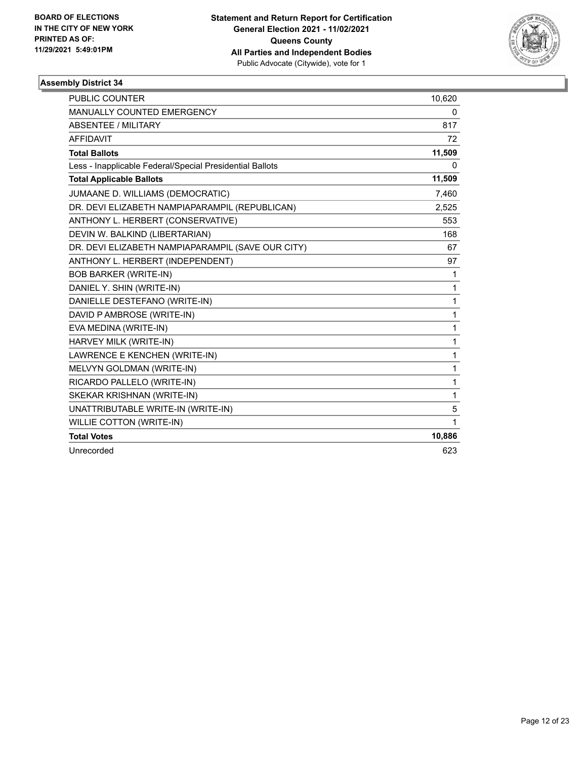**BOARD OF ELECTIONS**
**IN THE CITY OF NEW YORK**
**PRINTED AS OF:**
**11/29/2021 5:49:01PM**

**Statement and Return Report for Certification**
**General Election 2021 - 11/02/2021**
**Queens County**
**All Parties and Independent Bodies**
Public Advocate (Citywide), vote for 1

### Assembly District 34

| | |
|---|---|
| PUBLIC COUNTER | 10,620 |
| MANUALLY COUNTED EMERGENCY | 0 |
| ABSENTEE / MILITARY | 817 |
| AFFIDAVIT | 72 |
| **Total Ballots** | **11,509** |
| Less - Inapplicable Federal/Special Presidential Ballots | 0 |
| **Total Applicable Ballots** | **11,509** |
| JUMAANE D. WILLIAMS (DEMOCRATIC) | 7,460 |
| DR. DEVI ELIZABETH NAMPIAPARAMPIL (REPUBLICAN) | 2,525 |
| ANTHONY L. HERBERT (CONSERVATIVE) | 553 |
| DEVIN W. BALKIND (LIBERTARIAN) | 168 |
| DR. DEVI ELIZABETH NAMPIAPARAMPIL (SAVE OUR CITY) | 67 |
| ANTHONY L. HERBERT (INDEPENDENT) | 97 |
| BOB BARKER (WRITE-IN) | 1 |
| DANIEL Y. SHIN (WRITE-IN) | 1 |
| DANIELLE DESTEFANO (WRITE-IN) | 1 |
| DAVID P AMBROSE (WRITE-IN) | 1 |
| EVA MEDINA (WRITE-IN) | 1 |
| HARVEY MILK (WRITE-IN) | 1 |
| LAWRENCE E KENCHEN (WRITE-IN) | 1 |
| MELVYN GOLDMAN (WRITE-IN) | 1 |
| RICARDO PALLELO (WRITE-IN) | 1 |
| SKEKAR KRISHNAN (WRITE-IN) | 1 |
| UNATTRIBUTABLE WRITE-IN (WRITE-IN) | 5 |
| WILLIE COTTON (WRITE-IN) | 1 |
| **Total Votes** | **10,886** |
| Unrecorded | 623 |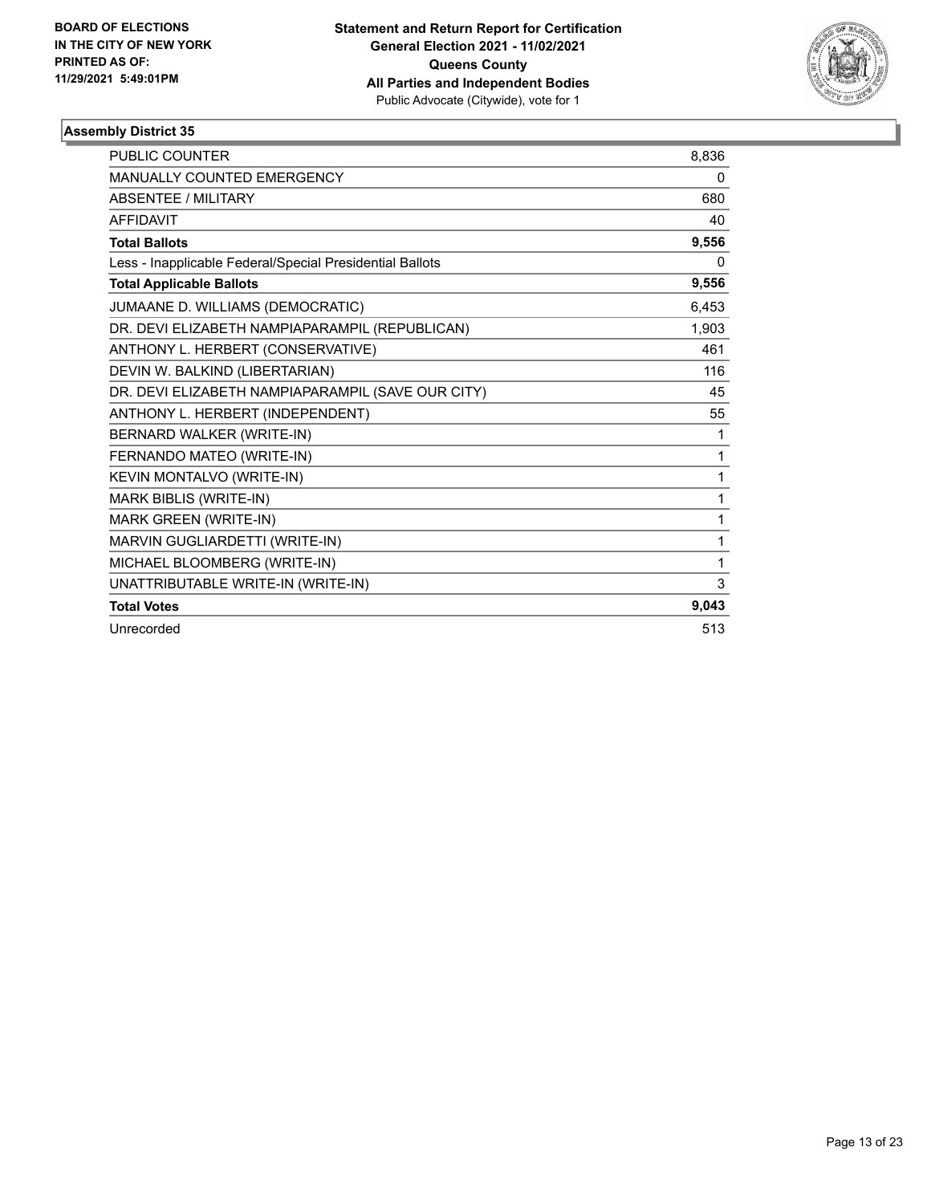**BOARD OF ELECTIONS IN THE CITY OF NEW YORK PRINTED AS OF: 11/29/2021 5:49:01PM**

**Statement and Return Report for Certification General Election 2021 - 11/02/2021 Queens County All Parties and Independent Bodies**
Public Advocate (Citywide), vote for 1

## Assembly District 35

| | |
|---|---|
| PUBLIC COUNTER | 8,836 |
| MANUALLY COUNTED EMERGENCY | 0 |
| ABSENTEE / MILITARY | 680 |
| AFFIDAVIT | 40 |
| **Total Ballots** | **9,556** |
| Less - Inapplicable Federal/Special Presidential Ballots | 0 |
| **Total Applicable Ballots** | **9,556** |
| JUMAANE D. WILLIAMS (DEMOCRATIC) | 6,453 |
| DR. DEVI ELIZABETH NAMPIAPARAMPIL (REPUBLICAN) | 1,903 |
| ANTHONY L. HERBERT (CONSERVATIVE) | 461 |
| DEVIN W. BALKIND (LIBERTARIAN) | 116 |
| DR. DEVI ELIZABETH NAMPIAPARAMPIL (SAVE OUR CITY) | 45 |
| ANTHONY L. HERBERT (INDEPENDENT) | 55 |
| BERNARD WALKER (WRITE-IN) | 1 |
| FERNANDO MATEO (WRITE-IN) | 1 |
| KEVIN MONTALVO (WRITE-IN) | 1 |
| MARK BIBLIS (WRITE-IN) | 1 |
| MARK GREEN (WRITE-IN) | 1 |
| MARVIN GUGLIARDETTI (WRITE-IN) | 1 |
| MICHAEL BLOOMBERG (WRITE-IN) | 1 |
| UNATTRIBUTABLE WRITE-IN (WRITE-IN) | 3 |
| **Total Votes** | **9,043** |
| Unrecorded | 513 |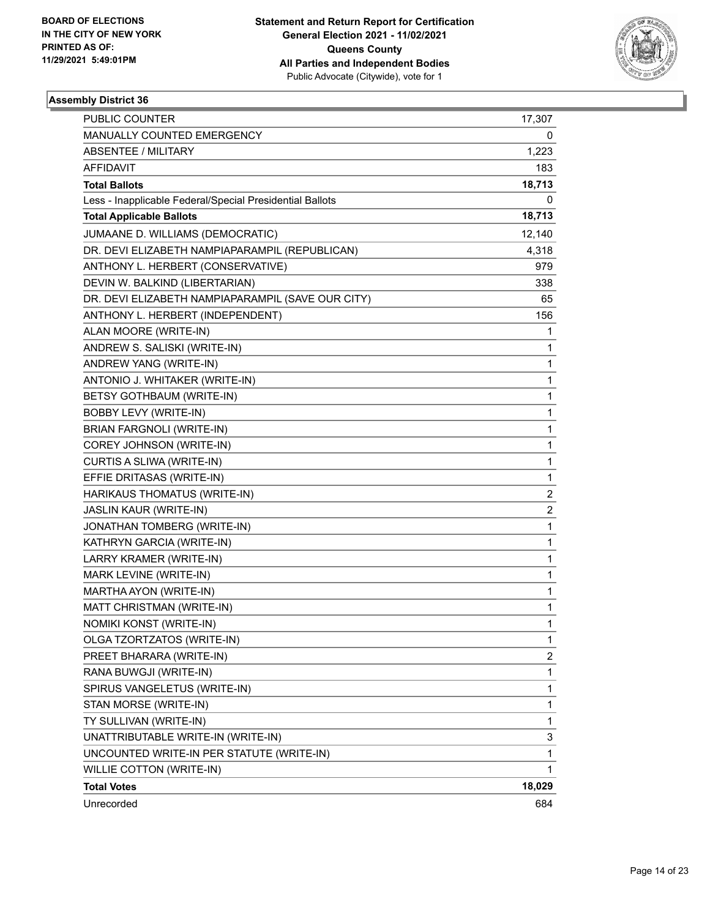**BOARD OF ELECTIONS IN THE CITY OF NEW YORK PRINTED AS OF: 11/29/2021 5:49:01PM**

**Statement and Return Report for Certification**
**General Election 2021 - 11/02/2021**
**Queens County**
**All Parties and Independent Bodies**
Public Advocate (Citywide), vote for 1

### Assembly District 36

| | |
|---|---|
| PUBLIC COUNTER | 17,307 |
| MANUALLY COUNTED EMERGENCY | 0 |
| ABSENTEE / MILITARY | 1,223 |
| AFFIDAVIT | 183 |
| **Total Ballots** | **18,713** |
| Less - Inapplicable Federal/Special Presidential Ballots | 0 |
| **Total Applicable Ballots** | **18,713** |
| JUMAANE D. WILLIAMS (DEMOCRATIC) | 12,140 |
| DR. DEVI ELIZABETH NAMPIAPARAMPIL (REPUBLICAN) | 4,318 |
| ANTHONY L. HERBERT (CONSERVATIVE) | 979 |
| DEVIN W. BALKIND (LIBERTARIAN) | 338 |
| DR. DEVI ELIZABETH NAMPIAPARAMPIL (SAVE OUR CITY) | 65 |
| ANTHONY L. HERBERT (INDEPENDENT) | 156 |
| ALAN MOORE (WRITE-IN) | 1 |
| ANDREW S. SALISKI (WRITE-IN) | 1 |
| ANDREW YANG (WRITE-IN) | 1 |
| ANTONIO J. WHITAKER (WRITE-IN) | 1 |
| BETSY GOTHBAUM (WRITE-IN) | 1 |
| BOBBY LEVY (WRITE-IN) | 1 |
| BRIAN FARGNOLI (WRITE-IN) | 1 |
| COREY JOHNSON (WRITE-IN) | 1 |
| CURTIS A SLIWA (WRITE-IN) | 1 |
| EFFIE DRITASAS (WRITE-IN) | 1 |
| HARIKAUS THOMATUS (WRITE-IN) | 2 |
| JASLIN KAUR (WRITE-IN) | 2 |
| JONATHAN TOMBERG (WRITE-IN) | 1 |
| KATHRYN GARCIA (WRITE-IN) | 1 |
| LARRY KRAMER (WRITE-IN) | 1 |
| MARK LEVINE (WRITE-IN) | 1 |
| MARTHA AYON (WRITE-IN) | 1 |
| MATT CHRISTMAN (WRITE-IN) | 1 |
| NOMIKI KONST (WRITE-IN) | 1 |
| OLGA TZORTZATOS (WRITE-IN) | 1 |
| PREET BHARARA (WRITE-IN) | 2 |
| RANA BUWGJI (WRITE-IN) | 1 |
| SPIRUS VANGELETUS (WRITE-IN) | 1 |
| STAN MORSE (WRITE-IN) | 1 |
| TY SULLIVAN (WRITE-IN) | 1 |
| UNATTRIBUTABLE WRITE-IN (WRITE-IN) | 3 |
| UNCOUNTED WRITE-IN PER STATUTE (WRITE-IN) | 1 |
| WILLIE COTTON (WRITE-IN) | 1 |
| **Total Votes** | **18,029** |
| Unrecorded | 684 |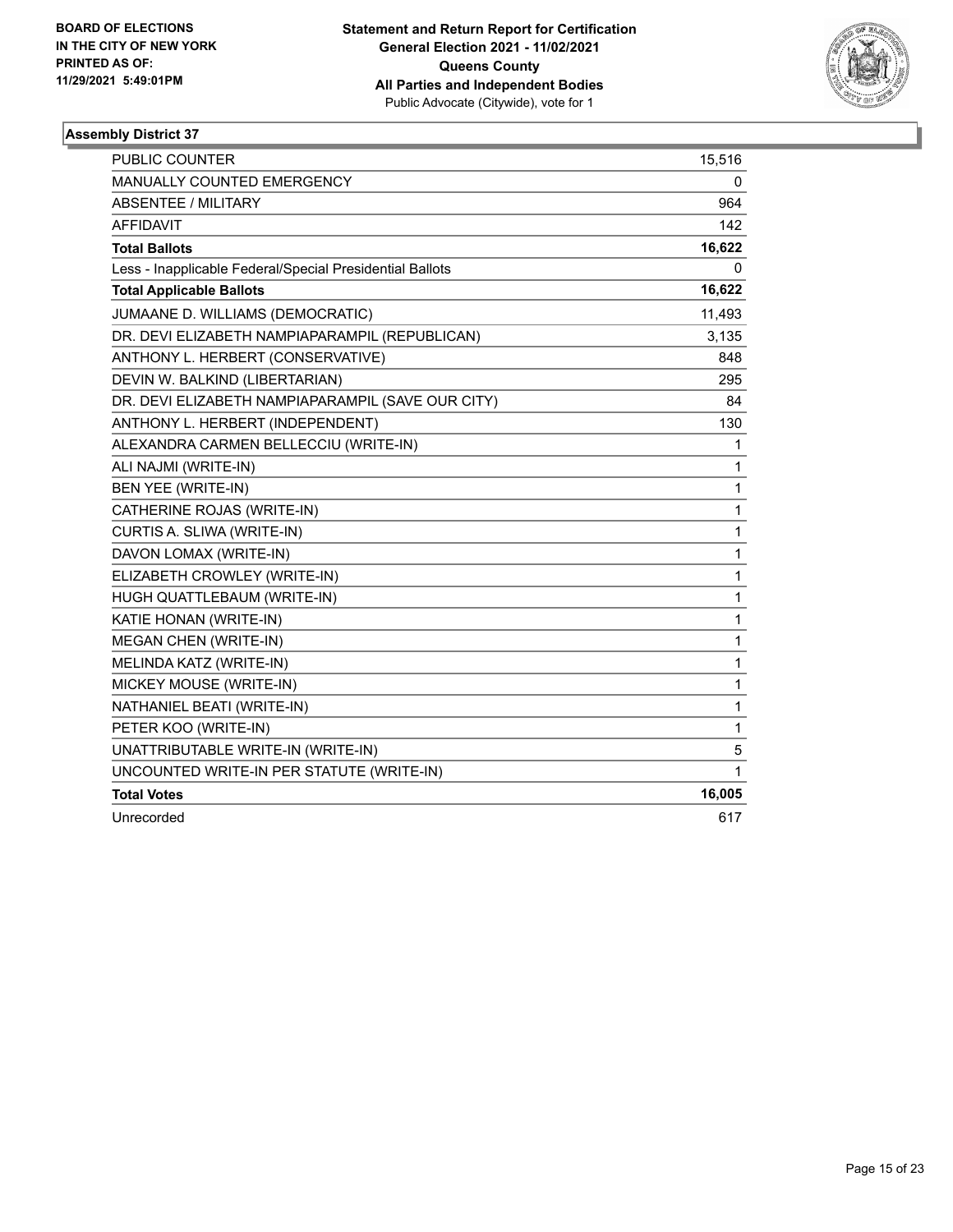BOARD OF ELECTIONS
IN THE CITY OF NEW YORK
PRINTED AS OF:
11/29/2021 5:49:01PM

**Statement and Return Report for Certification**
**General Election 2021 - 11/02/2021**
**Queens County**
**All Parties and Independent Bodies**
Public Advocate (Citywide), vote for 1

### Assembly District 37

| | |
|---|---|
| PUBLIC COUNTER | 15,516 |
| MANUALLY COUNTED EMERGENCY | 0 |
| ABSENTEE / MILITARY | 964 |
| AFFIDAVIT | 142 |
| **Total Ballots** | **16,622** |
| Less - Inapplicable Federal/Special Presidential Ballots | 0 |
| **Total Applicable Ballots** | **16,622** |
| JUMAANE D. WILLIAMS (DEMOCRATIC) | 11,493 |
| DR. DEVI ELIZABETH NAMPIAPARAMPIL (REPUBLICAN) | 3,135 |
| ANTHONY L. HERBERT (CONSERVATIVE) | 848 |
| DEVIN W. BALKIND (LIBERTARIAN) | 295 |
| DR. DEVI ELIZABETH NAMPIAPARAMPIL (SAVE OUR CITY) | 84 |
| ANTHONY L. HERBERT (INDEPENDENT) | 130 |
| ALEXANDRA CARMEN BELLECCIU (WRITE-IN) | 1 |
| ALI NAJMI (WRITE-IN) | 1 |
| BEN YEE (WRITE-IN) | 1 |
| CATHERINE ROJAS (WRITE-IN) | 1 |
| CURTIS A. SLIWA (WRITE-IN) | 1 |
| DAVON LOMAX (WRITE-IN) | 1 |
| ELIZABETH CROWLEY (WRITE-IN) | 1 |
| HUGH QUATTLEBAUM (WRITE-IN) | 1 |
| KATIE HONAN (WRITE-IN) | 1 |
| MEGAN CHEN (WRITE-IN) | 1 |
| MELINDA KATZ (WRITE-IN) | 1 |
| MICKEY MOUSE (WRITE-IN) | 1 |
| NATHANIEL BEATI (WRITE-IN) | 1 |
| PETER KOO (WRITE-IN) | 1 |
| UNATTRIBUTABLE WRITE-IN (WRITE-IN) | 5 |
| UNCOUNTED WRITE-IN PER STATUTE (WRITE-IN) | 1 |
| **Total Votes** | **16,005** |
| Unrecorded | 617 |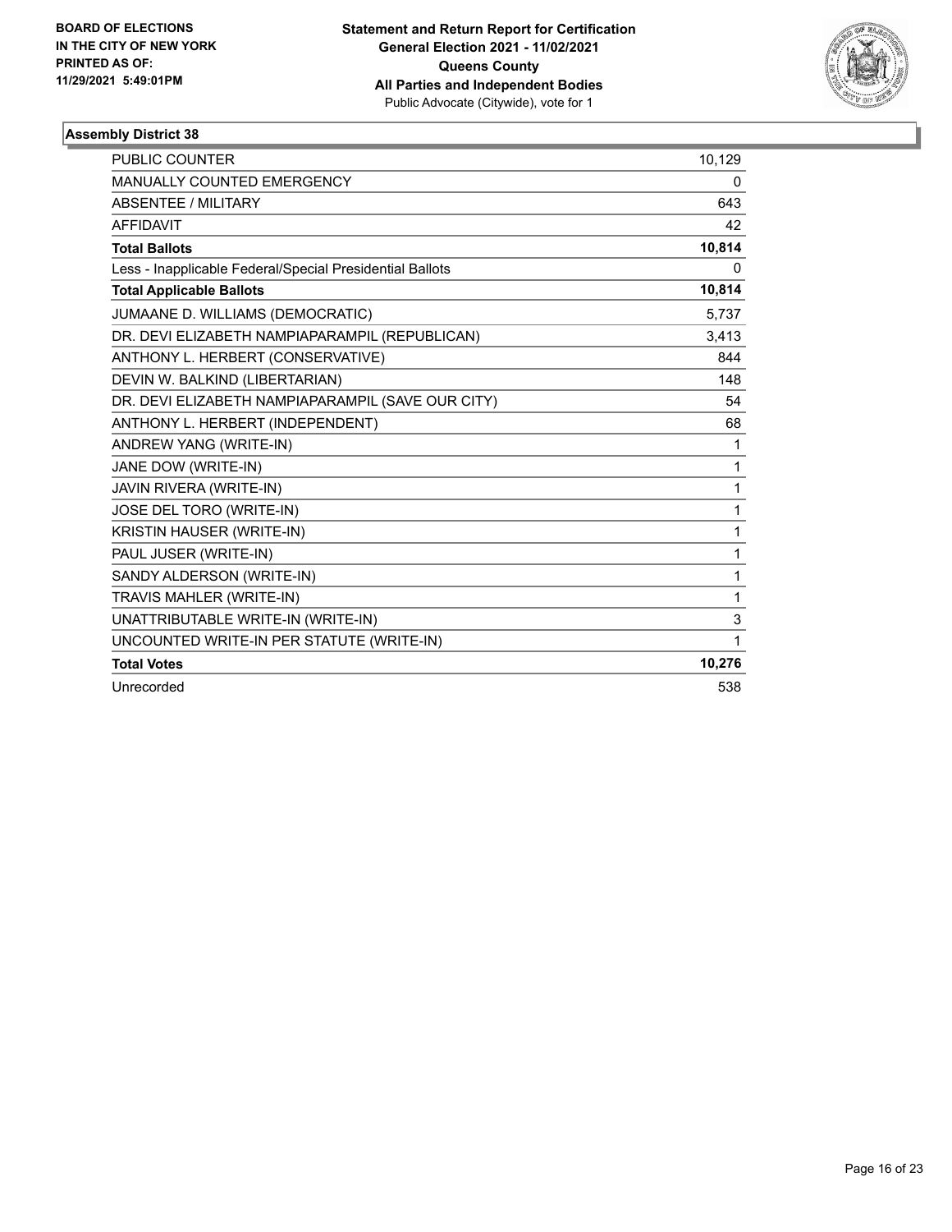BOARD OF ELECTIONS
IN THE CITY OF NEW YORK
PRINTED AS OF:
11/29/2021 5:49:01PM

**Statement and Return Report for Certification**
**General Election 2021 - 11/02/2021**
**Queens County**
**All Parties and Independent Bodies**
Public Advocate (Citywide), vote for 1

### Assembly District 38

| | |
|---|---|
| PUBLIC COUNTER | 10,129 |
| MANUALLY COUNTED EMERGENCY | 0 |
| ABSENTEE / MILITARY | 643 |
| AFFIDAVIT | 42 |
| **Total Ballots** | **10,814** |
| Less - Inapplicable Federal/Special Presidential Ballots | 0 |
| **Total Applicable Ballots** | **10,814** |
| JUMAANE D. WILLIAMS (DEMOCRATIC) | 5,737 |
| DR. DEVI ELIZABETH NAMPIAPARAMPIL (REPUBLICAN) | 3,413 |
| ANTHONY L. HERBERT (CONSERVATIVE) | 844 |
| DEVIN W. BALKIND (LIBERTARIAN) | 148 |
| DR. DEVI ELIZABETH NAMPIAPARAMPIL (SAVE OUR CITY) | 54 |
| ANTHONY L. HERBERT (INDEPENDENT) | 68 |
| ANDREW YANG (WRITE-IN) | 1 |
| JANE DOW (WRITE-IN) | 1 |
| JAVIN RIVERA (WRITE-IN) | 1 |
| JOSE DEL TORO (WRITE-IN) | 1 |
| KRISTIN HAUSER (WRITE-IN) | 1 |
| PAUL JUSER (WRITE-IN) | 1 |
| SANDY ALDERSON (WRITE-IN) | 1 |
| TRAVIS MAHLER (WRITE-IN) | 1 |
| UNATTRIBUTABLE WRITE-IN (WRITE-IN) | 3 |
| UNCOUNTED WRITE-IN PER STATUTE (WRITE-IN) | 1 |
| **Total Votes** | **10,276** |
| Unrecorded | 538 |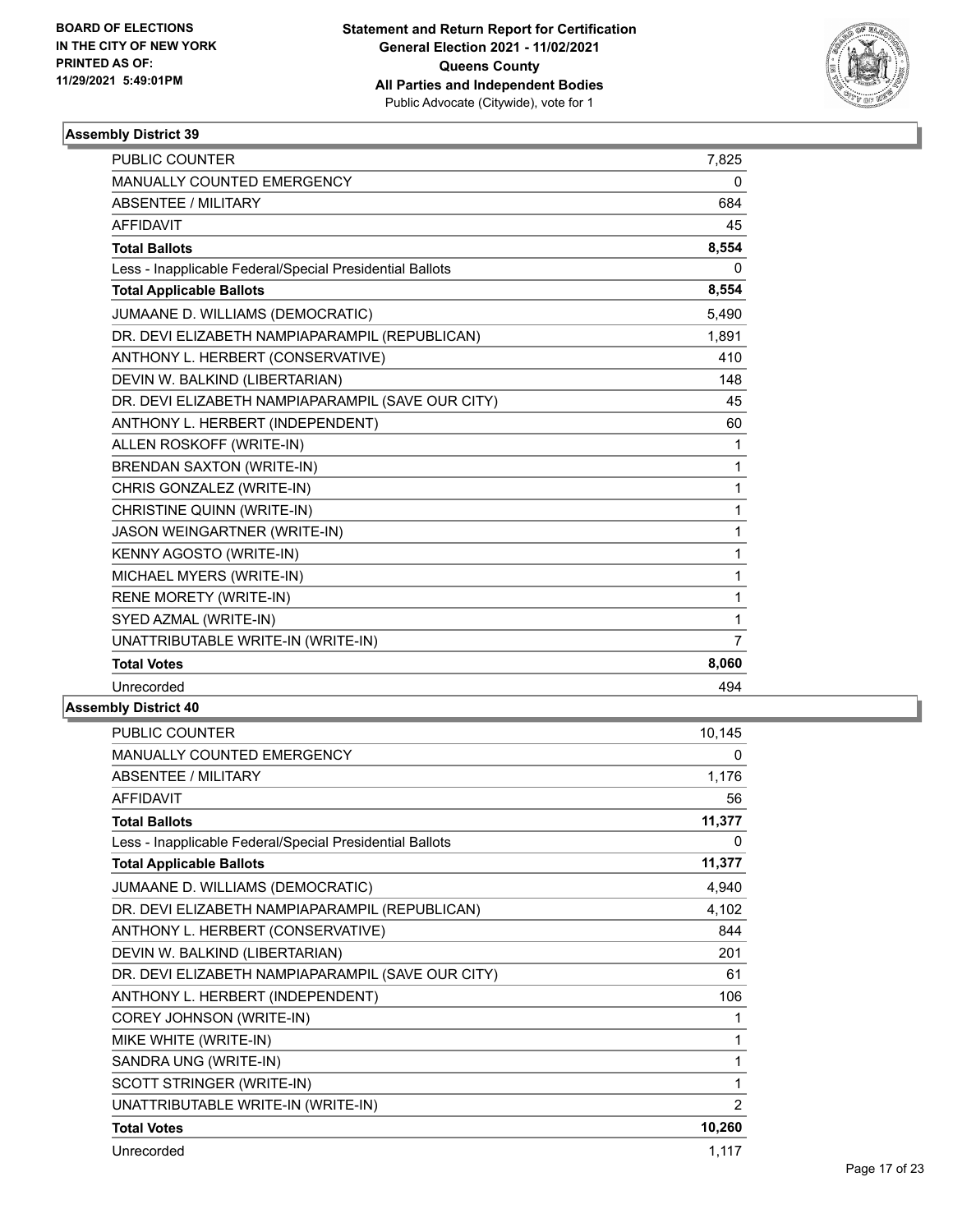BOARD OF ELECTIONS
IN THE CITY OF NEW YORK
PRINTED AS OF:
11/29/2021 5:49:01PM

**Statement and Return Report for Certification**
**General Election 2021 - 11/02/2021**
**Queens County**
**All Parties and Independent Bodies**
Public Advocate (Citywide), vote for 1

### Assembly District 39

| | |
|---|---|
| PUBLIC COUNTER | 7,825 |
| MANUALLY COUNTED EMERGENCY | 0 |
| ABSENTEE / MILITARY | 684 |
| AFFIDAVIT | 45 |
| **Total Ballots** | **8,554** |
| Less - Inapplicable Federal/Special Presidential Ballots | 0 |
| **Total Applicable Ballots** | **8,554** |
| JUMAANE D. WILLIAMS (DEMOCRATIC) | 5,490 |
| DR. DEVI ELIZABETH NAMPIAPARAMPIL (REPUBLICAN) | 1,891 |
| ANTHONY L. HERBERT (CONSERVATIVE) | 410 |
| DEVIN W. BALKIND (LIBERTARIAN) | 148 |
| DR. DEVI ELIZABETH NAMPIAPARAMPIL (SAVE OUR CITY) | 45 |
| ANTHONY L. HERBERT (INDEPENDENT) | 60 |
| ALLEN ROSKOFF (WRITE-IN) | 1 |
| BRENDAN SAXTON (WRITE-IN) | 1 |
| CHRIS GONZALEZ (WRITE-IN) | 1 |
| CHRISTINE QUINN (WRITE-IN) | 1 |
| JASON WEINGARTNER (WRITE-IN) | 1 |
| KENNY AGOSTO (WRITE-IN) | 1 |
| MICHAEL MYERS (WRITE-IN) | 1 |
| RENE MORETY (WRITE-IN) | 1 |
| SYED AZMAL (WRITE-IN) | 1 |
| UNATTRIBUTABLE WRITE-IN (WRITE-IN) | 7 |
| **Total Votes** | **8,060** |
| Unrecorded | 494 |

### Assembly District 40

| | |
|---|---|
| PUBLIC COUNTER | 10,145 |
| MANUALLY COUNTED EMERGENCY | 0 |
| ABSENTEE / MILITARY | 1,176 |
| AFFIDAVIT | 56 |
| **Total Ballots** | **11,377** |
| Less - Inapplicable Federal/Special Presidential Ballots | 0 |
| **Total Applicable Ballots** | **11,377** |
| JUMAANE D. WILLIAMS (DEMOCRATIC) | 4,940 |
| DR. DEVI ELIZABETH NAMPIAPARAMPIL (REPUBLICAN) | 4,102 |
| ANTHONY L. HERBERT (CONSERVATIVE) | 844 |
| DEVIN W. BALKIND (LIBERTARIAN) | 201 |
| DR. DEVI ELIZABETH NAMPIAPARAMPIL (SAVE OUR CITY) | 61 |
| ANTHONY L. HERBERT (INDEPENDENT) | 106 |
| COREY JOHNSON (WRITE-IN) | 1 |
| MIKE WHITE (WRITE-IN) | 1 |
| SANDRA UNG (WRITE-IN) | 1 |
| SCOTT STRINGER (WRITE-IN) | 1 |
| UNATTRIBUTABLE WRITE-IN (WRITE-IN) | 2 |
| **Total Votes** | **10,260** |
| Unrecorded | 1,117 |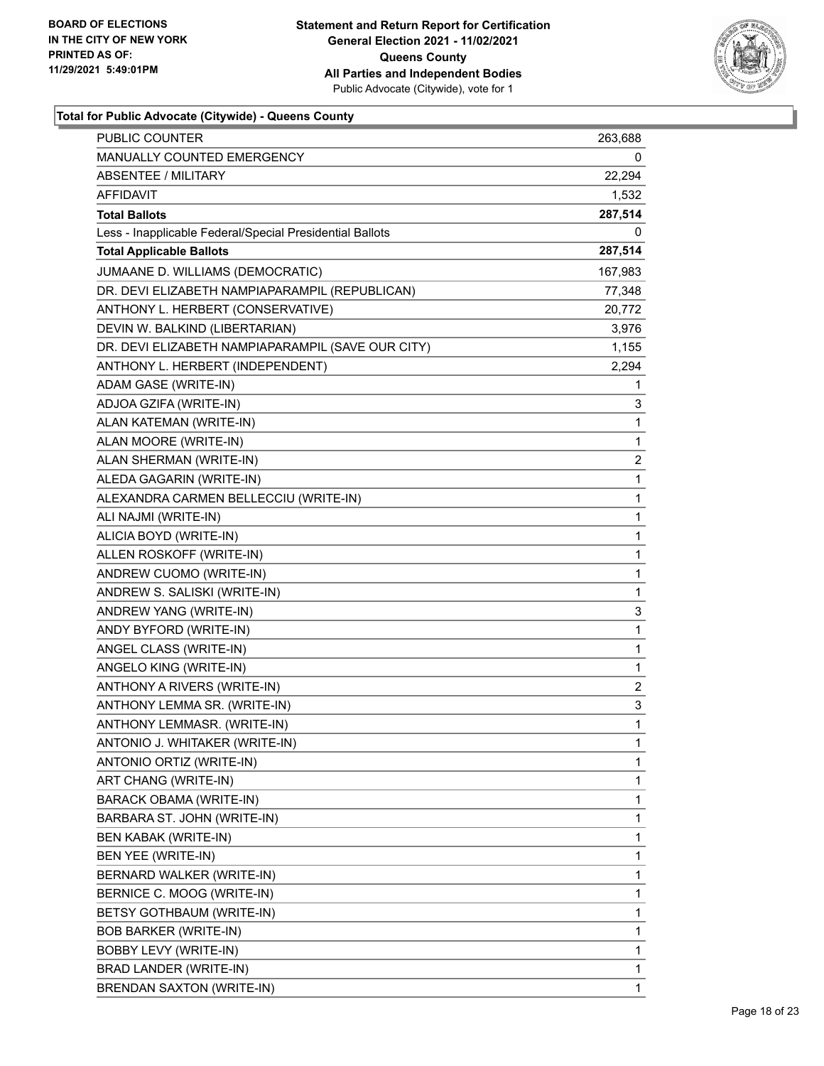**BOARD OF ELECTIONS IN THE CITY OF NEW YORK PRINTED AS OF: 11/29/2021 5:49:01PM**

**Statement and Return Report for Certification**
**General Election 2021 - 11/02/2021**
**Queens County**
**All Parties and Independent Bodies**
Public Advocate (Citywide), vote for 1

### Total for Public Advocate (Citywide) - Queens County

| | |
|---|---|
| PUBLIC COUNTER | 263,688 |
| MANUALLY COUNTED EMERGENCY | 0 |
| ABSENTEE / MILITARY | 22,294 |
| AFFIDAVIT | 1,532 |
| **Total Ballots** | **287,514** |
| Less - Inapplicable Federal/Special Presidential Ballots | 0 |
| **Total Applicable Ballots** | **287,514** |
| JUMAANE D. WILLIAMS (DEMOCRATIC) | 167,983 |
| DR. DEVI ELIZABETH NAMPIAPARAMPIL (REPUBLICAN) | 77,348 |
| ANTHONY L. HERBERT (CONSERVATIVE) | 20,772 |
| DEVIN W. BALKIND (LIBERTARIAN) | 3,976 |
| DR. DEVI ELIZABETH NAMPIAPARAMPIL (SAVE OUR CITY) | 1,155 |
| ANTHONY L. HERBERT (INDEPENDENT) | 2,294 |
| ADAM GASE (WRITE-IN) | 1 |
| ADJOA GZIFA (WRITE-IN) | 3 |
| ALAN KATEMAN (WRITE-IN) | 1 |
| ALAN MOORE (WRITE-IN) | 1 |
| ALAN SHERMAN (WRITE-IN) | 2 |
| ALEDA GAGARIN (WRITE-IN) | 1 |
| ALEXANDRA CARMEN BELLECCIU (WRITE-IN) | 1 |
| ALI NAJMI (WRITE-IN) | 1 |
| ALICIA BOYD (WRITE-IN) | 1 |
| ALLEN ROSKOFF (WRITE-IN) | 1 |
| ANDREW CUOMO (WRITE-IN) | 1 |
| ANDREW S. SALISKI (WRITE-IN) | 1 |
| ANDREW YANG (WRITE-IN) | 3 |
| ANDY BYFORD (WRITE-IN) | 1 |
| ANGEL CLASS (WRITE-IN) | 1 |
| ANGELO KING (WRITE-IN) | 1 |
| ANTHONY A RIVERS (WRITE-IN) | 2 |
| ANTHONY LEMMA SR. (WRITE-IN) | 3 |
| ANTHONY LEMMASR. (WRITE-IN) | 1 |
| ANTONIO J. WHITAKER (WRITE-IN) | 1 |
| ANTONIO ORTIZ (WRITE-IN) | 1 |
| ART CHANG (WRITE-IN) | 1 |
| BARACK OBAMA (WRITE-IN) | 1 |
| BARBARA ST. JOHN (WRITE-IN) | 1 |
| BEN KABAK (WRITE-IN) | 1 |
| BEN YEE (WRITE-IN) | 1 |
| BERNARD WALKER (WRITE-IN) | 1 |
| BERNICE C. MOOG (WRITE-IN) | 1 |
| BETSY GOTHBAUM (WRITE-IN) | 1 |
| BOB BARKER (WRITE-IN) | 1 |
| BOBBY LEVY (WRITE-IN) | 1 |
| BRAD LANDER (WRITE-IN) | 1 |
| BRENDAN SAXTON (WRITE-IN) | 1 |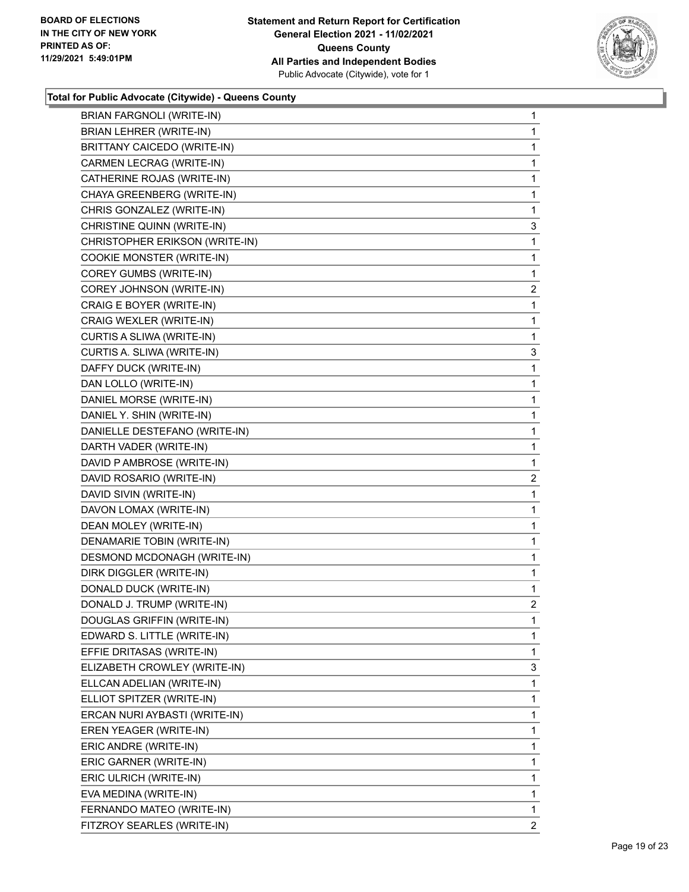**BOARD OF ELECTIONS IN THE CITY OF NEW YORK PRINTED AS OF: 11/29/2021 5:49:01PM**

**Statement and Return Report for Certification General Election 2021 - 11/02/2021 Queens County All Parties and Independent Bodies**
Public Advocate (Citywide), vote for 1

**Total for Public Advocate (Citywide) - Queens County**

| | |
|---|---|
| BRIAN FARGNOLI (WRITE-IN) | 1 |
| BRIAN LEHRER (WRITE-IN) | 1 |
| BRITTANY CAICEDO (WRITE-IN) | 1 |
| CARMEN LECRAG (WRITE-IN) | 1 |
| CATHERINE ROJAS (WRITE-IN) | 1 |
| CHAYA GREENBERG (WRITE-IN) | 1 |
| CHRIS GONZALEZ (WRITE-IN) | 1 |
| CHRISTINE QUINN (WRITE-IN) | 3 |
| CHRISTOPHER ERIKSON (WRITE-IN) | 1 |
| COOKIE MONSTER (WRITE-IN) | 1 |
| COREY GUMBS (WRITE-IN) | 1 |
| COREY JOHNSON (WRITE-IN) | 2 |
| CRAIG E BOYER (WRITE-IN) | 1 |
| CRAIG WEXLER (WRITE-IN) | 1 |
| CURTIS A SLIWA (WRITE-IN) | 1 |
| CURTIS A. SLIWA (WRITE-IN) | 3 |
| DAFFY DUCK (WRITE-IN) | 1 |
| DAN LOLLO (WRITE-IN) | 1 |
| DANIEL MORSE (WRITE-IN) | 1 |
| DANIEL Y. SHIN (WRITE-IN) | 1 |
| DANIELLE DESTEFANO (WRITE-IN) | 1 |
| DARTH VADER (WRITE-IN) | 1 |
| DAVID P AMBROSE (WRITE-IN) | 1 |
| DAVID ROSARIO (WRITE-IN) | 2 |
| DAVID SIVIN (WRITE-IN) | 1 |
| DAVON LOMAX (WRITE-IN) | 1 |
| DEAN MOLEY (WRITE-IN) | 1 |
| DENAMARIE TOBIN (WRITE-IN) | 1 |
| DESMOND MCDONAGH (WRITE-IN) | 1 |
| DIRK DIGGLER (WRITE-IN) | 1 |
| DONALD DUCK (WRITE-IN) | 1 |
| DONALD J. TRUMP (WRITE-IN) | 2 |
| DOUGLAS GRIFFIN (WRITE-IN) | 1 |
| EDWARD S. LITTLE (WRITE-IN) | 1 |
| EFFIE DRITASAS (WRITE-IN) | 1 |
| ELIZABETH CROWLEY (WRITE-IN) | 3 |
| ELLCAN ADELIAN (WRITE-IN) | 1 |
| ELLIOT SPITZER (WRITE-IN) | 1 |
| ERCAN NURI AYBASTI (WRITE-IN) | 1 |
| EREN YEAGER (WRITE-IN) | 1 |
| ERIC ANDRE (WRITE-IN) | 1 |
| ERIC GARNER (WRITE-IN) | 1 |
| ERIC ULRICH (WRITE-IN) | 1 |
| EVA MEDINA (WRITE-IN) | 1 |
| FERNANDO MATEO (WRITE-IN) | 1 |
| FITZROY SEARLES (WRITE-IN) | 2 |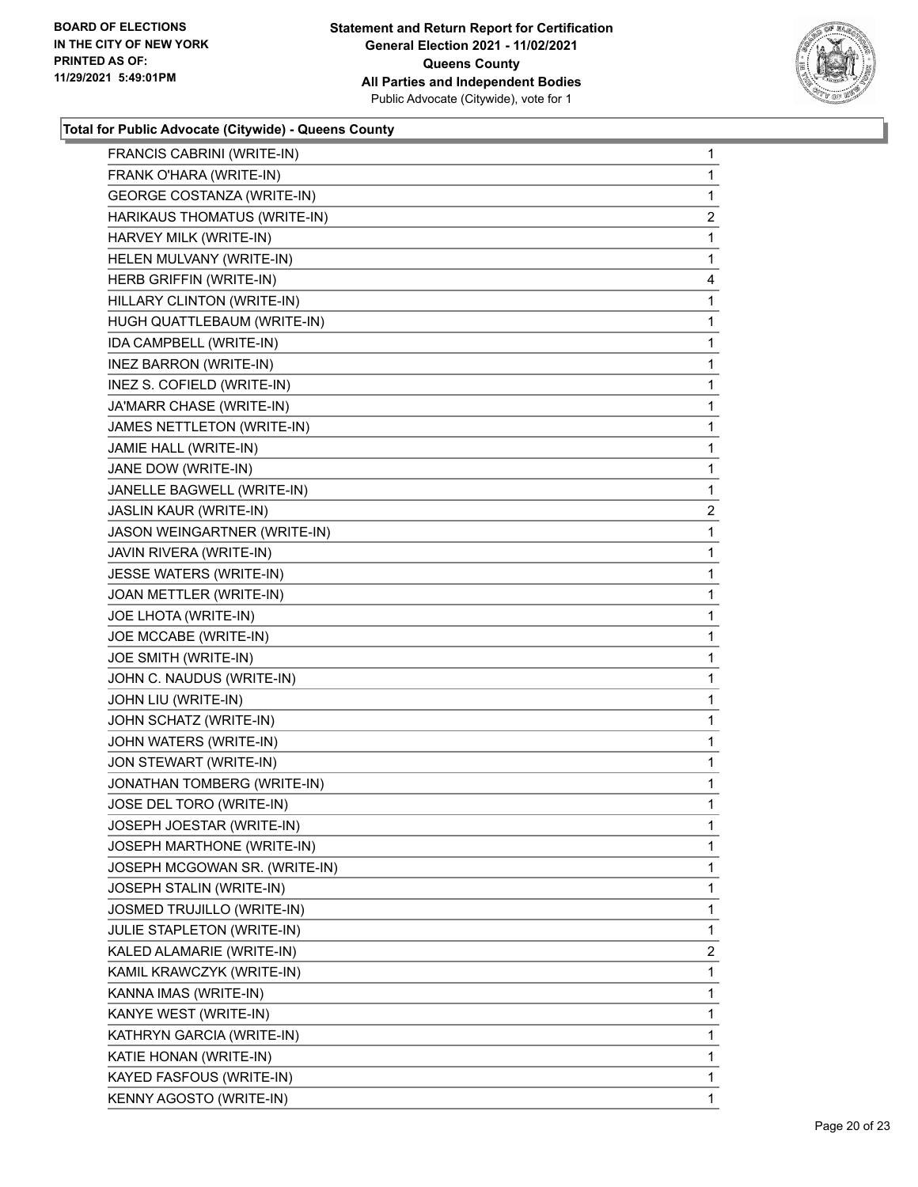**Statement and Return Report for Certification**
**General Election 2021 - 11/02/2021**
**Queens County**
**All Parties and Independent Bodies**
Public Advocate (Citywide), vote for 1

BOARD OF ELECTIONS
IN THE CITY OF NEW YORK
PRINTED AS OF:
11/29/2021 5:49:01PM

### Total for Public Advocate (Citywide) - Queens County

| Candidate | Votes |
|---|---|
| FRANCIS CABRINI (WRITE-IN) | 1 |
| FRANK O'HARA (WRITE-IN) | 1 |
| GEORGE COSTANZA (WRITE-IN) | 1 |
| HARIKAUS THOMATUS (WRITE-IN) | 2 |
| HARVEY MILK (WRITE-IN) | 1 |
| HELEN MULVANY (WRITE-IN) | 1 |
| HERB GRIFFIN (WRITE-IN) | 4 |
| HILLARY CLINTON (WRITE-IN) | 1 |
| HUGH QUATTLEBAUM (WRITE-IN) | 1 |
| IDA CAMPBELL (WRITE-IN) | 1 |
| INEZ BARRON (WRITE-IN) | 1 |
| INEZ S. COFIELD (WRITE-IN) | 1 |
| JA'MARR CHASE (WRITE-IN) | 1 |
| JAMES NETTLETON (WRITE-IN) | 1 |
| JAMIE HALL (WRITE-IN) | 1 |
| JANE DOW (WRITE-IN) | 1 |
| JANELLE BAGWELL (WRITE-IN) | 1 |
| JASLIN KAUR (WRITE-IN) | 2 |
| JASON WEINGARTNER (WRITE-IN) | 1 |
| JAVIN RIVERA (WRITE-IN) | 1 |
| JESSE WATERS (WRITE-IN) | 1 |
| JOAN METTLER (WRITE-IN) | 1 |
| JOE LHOTA (WRITE-IN) | 1 |
| JOE MCCABE (WRITE-IN) | 1 |
| JOE SMITH (WRITE-IN) | 1 |
| JOHN C. NAUDUS (WRITE-IN) | 1 |
| JOHN LIU (WRITE-IN) | 1 |
| JOHN SCHATZ (WRITE-IN) | 1 |
| JOHN WATERS (WRITE-IN) | 1 |
| JON STEWART (WRITE-IN) | 1 |
| JONATHAN TOMBERG (WRITE-IN) | 1 |
| JOSE DEL TORO (WRITE-IN) | 1 |
| JOSEPH JOESTAR (WRITE-IN) | 1 |
| JOSEPH MARTHONE (WRITE-IN) | 1 |
| JOSEPH MCGOWAN SR. (WRITE-IN) | 1 |
| JOSEPH STALIN (WRITE-IN) | 1 |
| JOSMED TRUJILLO (WRITE-IN) | 1 |
| JULIE STAPLETON (WRITE-IN) | 1 |
| KALED ALAMARIE (WRITE-IN) | 2 |
| KAMIL KRAWCZYK (WRITE-IN) | 1 |
| KANNA IMAS (WRITE-IN) | 1 |
| KANYE WEST (WRITE-IN) | 1 |
| KATHRYN GARCIA (WRITE-IN) | 1 |
| KATIE HONAN (WRITE-IN) | 1 |
| KAYED FASFOUS (WRITE-IN) | 1 |
| KENNY AGOSTO (WRITE-IN) | 1 |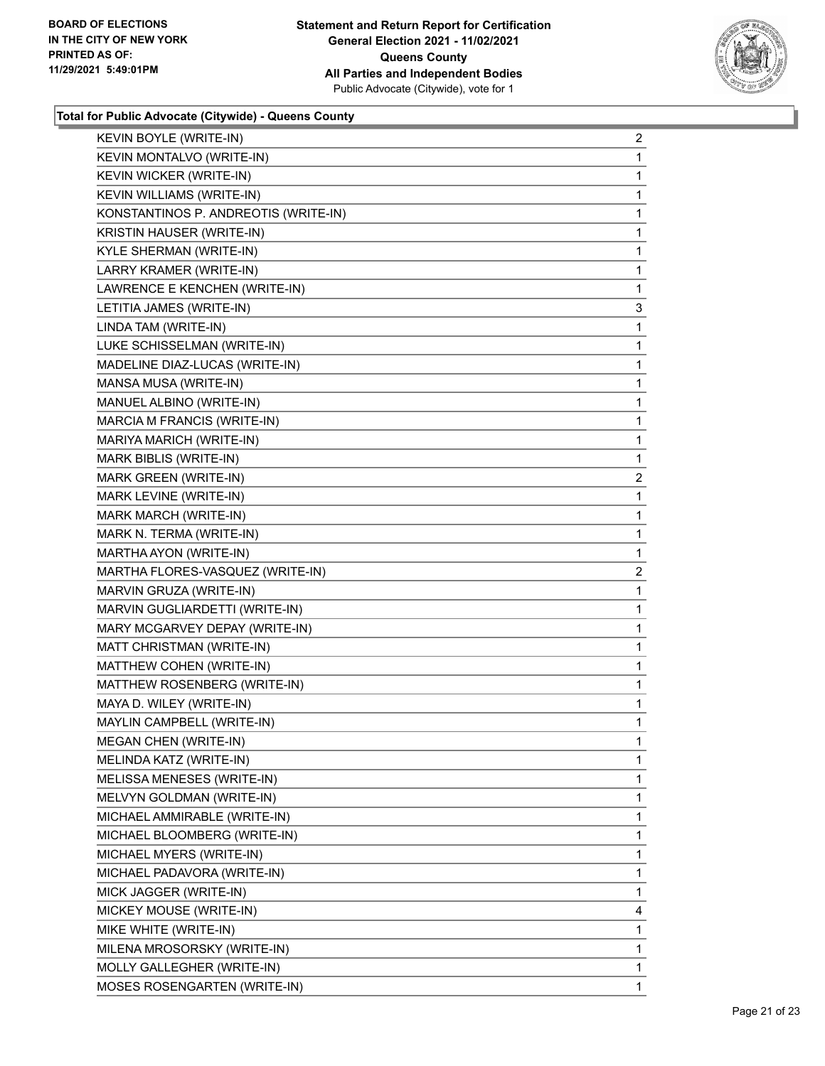**Total for Public Advocate (Citywide) - Queens County**

| | |
|---|---|
| KEVIN BOYLE (WRITE-IN) | 2 |
| KEVIN MONTALVO (WRITE-IN) | 1 |
| KEVIN WICKER (WRITE-IN) | 1 |
| KEVIN WILLIAMS (WRITE-IN) | 1 |
| KONSTANTINOS P. ANDREOTIS (WRITE-IN) | 1 |
| KRISTIN HAUSER (WRITE-IN) | 1 |
| KYLE SHERMAN (WRITE-IN) | 1 |
| LARRY KRAMER (WRITE-IN) | 1 |
| LAWRENCE E KENCHEN (WRITE-IN) | 1 |
| LETITIA JAMES (WRITE-IN) | 3 |
| LINDA TAM (WRITE-IN) | 1 |
| LUKE SCHISSELMAN (WRITE-IN) | 1 |
| MADELINE DIAZ-LUCAS (WRITE-IN) | 1 |
| MANSA MUSA (WRITE-IN) | 1 |
| MANUEL ALBINO (WRITE-IN) | 1 |
| MARCIA M FRANCIS (WRITE-IN) | 1 |
| MARIYA MARICH (WRITE-IN) | 1 |
| MARK BIBLIS (WRITE-IN) | 1 |
| MARK GREEN (WRITE-IN) | 2 |
| MARK LEVINE (WRITE-IN) | 1 |
| MARK MARCH (WRITE-IN) | 1 |
| MARK N. TERMA (WRITE-IN) | 1 |
| MARTHA AYON (WRITE-IN) | 1 |
| MARTHA FLORES-VASQUEZ (WRITE-IN) | 2 |
| MARVIN GRUZA (WRITE-IN) | 1 |
| MARVIN GUGLIARDETTI (WRITE-IN) | 1 |
| MARY MCGARVEY DEPAY (WRITE-IN) | 1 |
| MATT CHRISTMAN (WRITE-IN) | 1 |
| MATTHEW COHEN (WRITE-IN) | 1 |
| MATTHEW ROSENBERG (WRITE-IN) | 1 |
| MAYA D. WILEY (WRITE-IN) | 1 |
| MAYLIN CAMPBELL (WRITE-IN) | 1 |
| MEGAN CHEN (WRITE-IN) | 1 |
| MELINDA KATZ (WRITE-IN) | 1 |
| MELISSA MENESES (WRITE-IN) | 1 |
| MELVYN GOLDMAN (WRITE-IN) | 1 |
| MICHAEL AMMIRABLE (WRITE-IN) | 1 |
| MICHAEL BLOOMBERG (WRITE-IN) | 1 |
| MICHAEL MYERS (WRITE-IN) | 1 |
| MICHAEL PADAVORA (WRITE-IN) | 1 |
| MICK JAGGER (WRITE-IN) | 1 |
| MICKEY MOUSE (WRITE-IN) | 4 |
| MIKE WHITE (WRITE-IN) | 1 |
| MILENA MROSORSKY (WRITE-IN) | 1 |
| MOLLY GALLEGHER (WRITE-IN) | 1 |
| MOSES ROSENGARTEN (WRITE-IN) | 1 |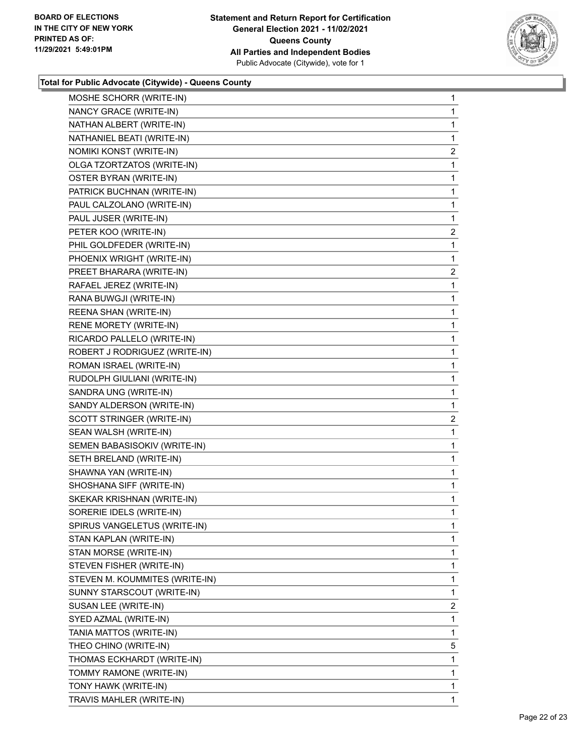**Statement and Return Report for Certification**
**General Election 2021 - 11/02/2021**
**Queens County**
**All Parties and Independent Bodies**
Public Advocate (Citywide), vote for 1

BOARD OF ELECTIONS
IN THE CITY OF NEW YORK
PRINTED AS OF:
11/29/2021 5:49:01PM

### Total for Public Advocate (Citywide) - Queens County

| Candidate | Votes |
|---|---|
| MOSHE SCHORR (WRITE-IN) | 1 |
| NANCY GRACE (WRITE-IN) | 1 |
| NATHAN ALBERT (WRITE-IN) | 1 |
| NATHANIEL BEATI (WRITE-IN) | 1 |
| NOMIKI KONST (WRITE-IN) | 2 |
| OLGA TZORTZATOS (WRITE-IN) | 1 |
| OSTER BYRAN (WRITE-IN) | 1 |
| PATRICK BUCHNAN (WRITE-IN) | 1 |
| PAUL CALZOLANO (WRITE-IN) | 1 |
| PAUL JUSER (WRITE-IN) | 1 |
| PETER KOO (WRITE-IN) | 2 |
| PHIL GOLDFEDER (WRITE-IN) | 1 |
| PHOENIX WRIGHT (WRITE-IN) | 1 |
| PREET BHARARA (WRITE-IN) | 2 |
| RAFAEL JEREZ (WRITE-IN) | 1 |
| RANA BUWGJI (WRITE-IN) | 1 |
| REENA SHAN (WRITE-IN) | 1 |
| RENE MORETY (WRITE-IN) | 1 |
| RICARDO PALLELO (WRITE-IN) | 1 |
| ROBERT J RODRIGUEZ (WRITE-IN) | 1 |
| ROMAN ISRAEL (WRITE-IN) | 1 |
| RUDOLPH GIULIANI (WRITE-IN) | 1 |
| SANDRA UNG (WRITE-IN) | 1 |
| SANDY ALDERSON (WRITE-IN) | 1 |
| SCOTT STRINGER (WRITE-IN) | 2 |
| SEAN WALSH (WRITE-IN) | 1 |
| SEMEN BABASISOKIV (WRITE-IN) | 1 |
| SETH BRELAND (WRITE-IN) | 1 |
| SHAWNA YAN (WRITE-IN) | 1 |
| SHOSHANA SIFF (WRITE-IN) | 1 |
| SKEKAR KRISHNAN (WRITE-IN) | 1 |
| SORERIE IDELS (WRITE-IN) | 1 |
| SPIRUS VANGELETUS (WRITE-IN) | 1 |
| STAN KAPLAN (WRITE-IN) | 1 |
| STAN MORSE (WRITE-IN) | 1 |
| STEVEN FISHER (WRITE-IN) | 1 |
| STEVEN M. KOUMMITES (WRITE-IN) | 1 |
| SUNNY STARSCOUT (WRITE-IN) | 1 |
| SUSAN LEE (WRITE-IN) | 2 |
| SYED AZMAL (WRITE-IN) | 1 |
| TANIA MATTOS (WRITE-IN) | 1 |
| THEO CHINO (WRITE-IN) | 5 |
| THOMAS ECKHARDT (WRITE-IN) | 1 |
| TOMMY RAMONE (WRITE-IN) | 1 |
| TONY HAWK (WRITE-IN) | 1 |
| TRAVIS MAHLER (WRITE-IN) | 1 |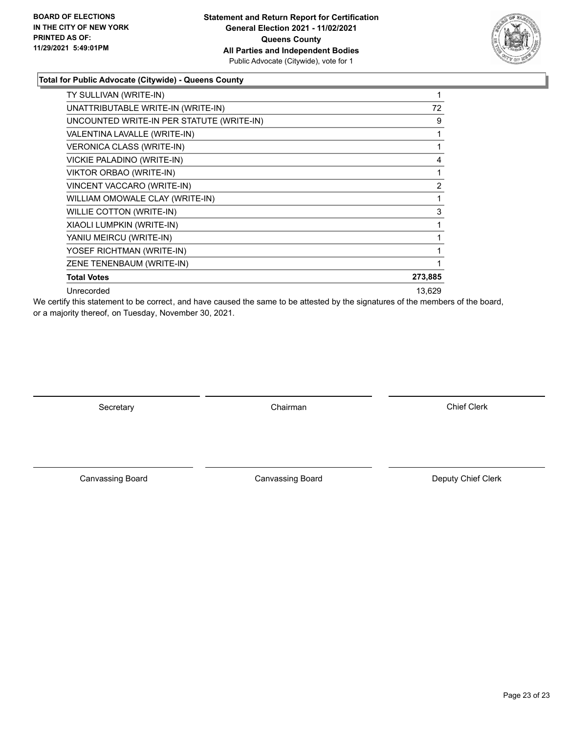**BOARD OF ELECTIONS IN THE CITY OF NEW YORK PRINTED AS OF: 11/29/2021 5:49:01PM**

**Statement and Return Report for Certification General Election 2021 - 11/02/2021 Queens County All Parties and Independent Bodies**
Public Advocate (Citywide), vote for 1

**Total for Public Advocate (Citywide) - Queens County**

| | |
|---|---|
| TY SULLIVAN (WRITE-IN) | 1 |
| UNATTRIBUTABLE WRITE-IN (WRITE-IN) | 72 |
| UNCOUNTED WRITE-IN PER STATUTE (WRITE-IN) | 9 |
| VALENTINA LAVALLE (WRITE-IN) | 1 |
| VERONICA CLASS (WRITE-IN) | 1 |
| VICKIE PALADINO (WRITE-IN) | 4 |
| VIKTOR ORBAO (WRITE-IN) | 1 |
| VINCENT VACCARO (WRITE-IN) | 2 |
| WILLIAM OMOWALE CLAY (WRITE-IN) | 1 |
| WILLIE COTTON (WRITE-IN) | 3 |
| XIAOLI LUMPKIN (WRITE-IN) | 1 |
| YANIU MEIRCU (WRITE-IN) | 1 |
| YOSEF RICHTMAN (WRITE-IN) | 1 |
| ZENE TENENBAUM (WRITE-IN) | 1 |
| **Total Votes** | **273,885** |
| Unrecorded | 13,629 |

We certify this statement to be correct, and have caused the same to be attested by the signatures of the members of the board, or a majority thereof, on Tuesday, November 30, 2021.

Secretary | Chairman | Chief Clerk

Canvassing Board | Canvassing Board | Deputy Chief Clerk